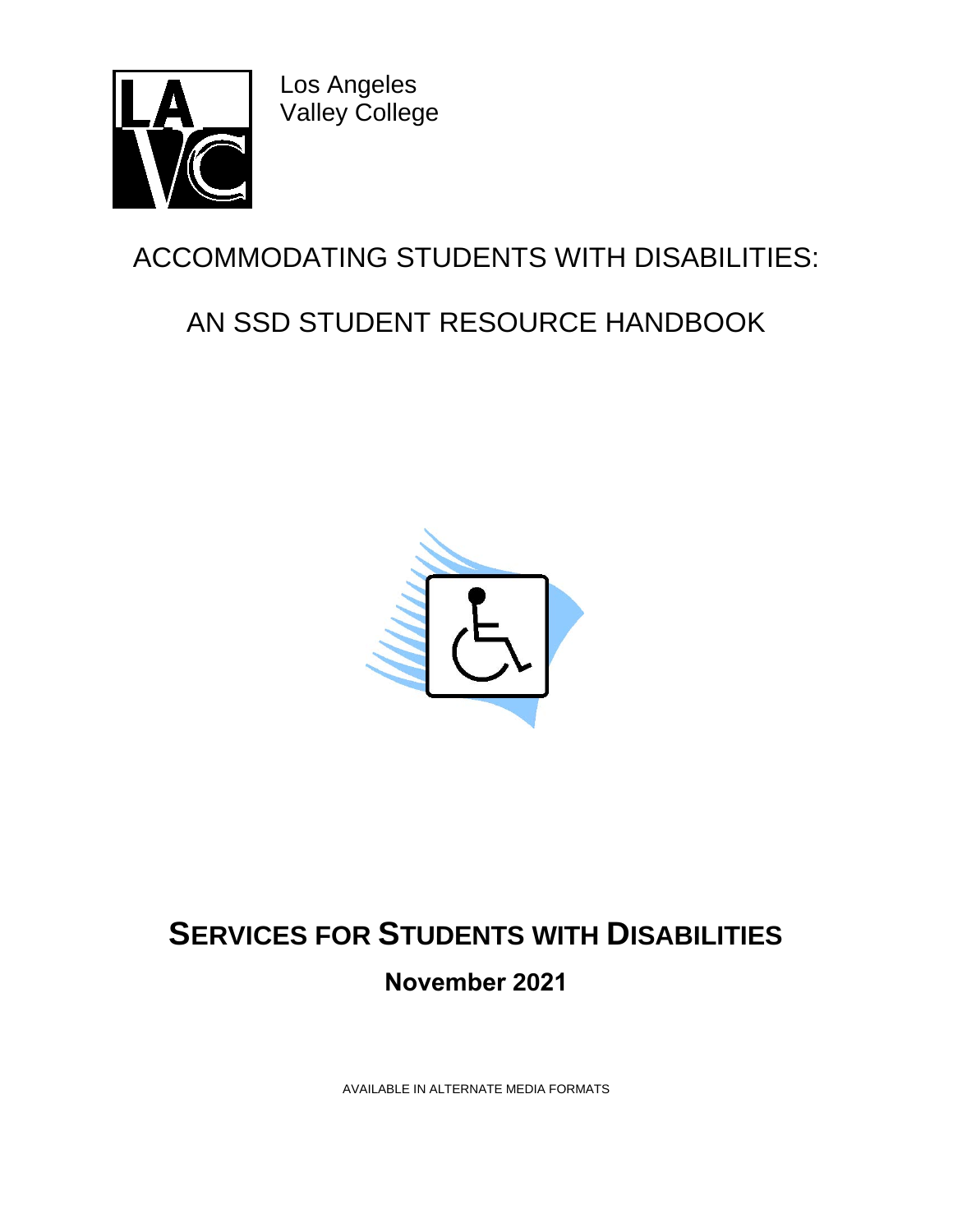Los Angeles
Valley College

# ACCOMMODATING STUDENTS WITH DISABILITIES:

# AN SSD STUDENT RESOURCE HANDBOOK

## SERVICES FOR STUDENTS WITH DISABILITIES

**November 2021**

AVAILABLE IN ALTERNATE MEDIA FORMATS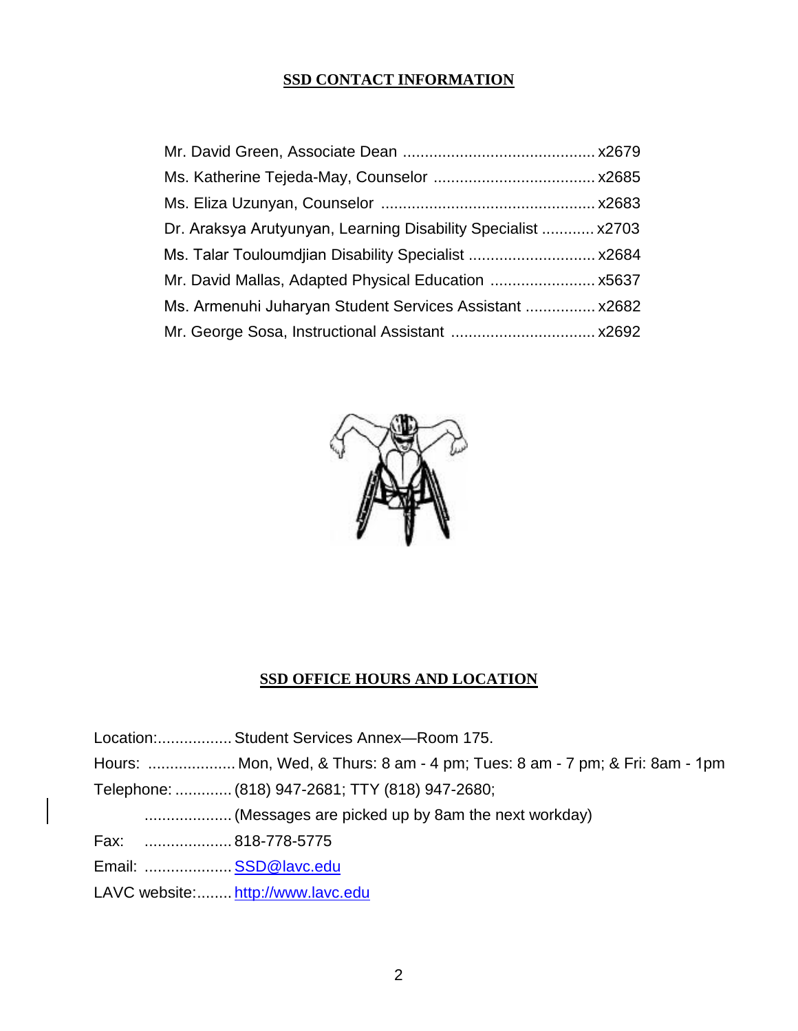## SSD CONTACT INFORMATION

Mr. David Green, Associate Dean ............................................ x2679
Ms. Katherine Tejeda-May, Counselor .................................... x2685
Ms. Eliza Uzunyan, Counselor ................................................ x2683
Dr. Araksya Arutyunyan, Learning Disability Specialist ............ x2703
Ms. Talar Touloumdjian Disability Specialist ............................ x2684
Mr. David Mallas, Adapted Physical Education ........................ x5637
Ms. Armenuhi Juharyan Student Services Assistant ................ x2682
Mr. George Sosa, Instructional Assistant ................................ x2692

## SSD OFFICE HOURS AND LOCATION

Location:................. Student Services Annex—Room 175.
Hours: .................... Mon, Wed, & Thurs: 8 am - 4 pm; Tues: 8 am - 7 pm; & Fri: 8am - 1pm
Telephone: ............. (818) 947-2681; TTY (818) 947-2680;
.................... (Messages are picked up by 8am the next workday)
Fax: .................... 818-778-5775
Email: .................... SSD@lavc.edu
LAVC website:......... http://www.lavc.edu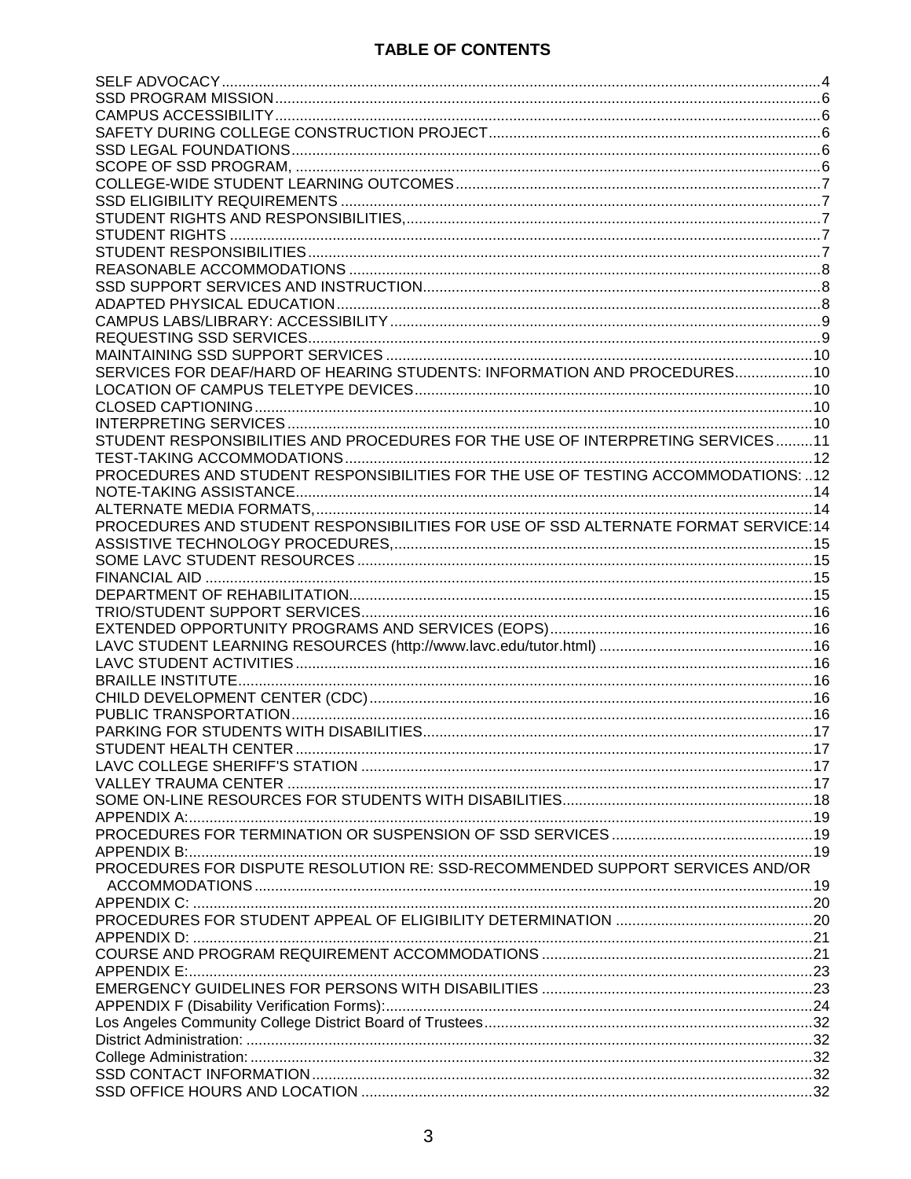# TABLE OF CONTENTS

| | |
|---|---|
| SELF ADVOCACY | 4 |
| SSD PROGRAM MISSION | 6 |
| CAMPUS ACCESSIBILITY | 6 |
| SAFETY DURING COLLEGE CONSTRUCTION PROJECT | 6 |
| SSD LEGAL FOUNDATIONS | 6 |
| SCOPE OF SSD PROGRAM, | 6 |
| COLLEGE-WIDE STUDENT LEARNING OUTCOMES | 7 |
| SSD ELIGIBILITY REQUIREMENTS | 7 |
| STUDENT RIGHTS AND RESPONSIBILITIES, | 7 |
| STUDENT RIGHTS | 7 |
| STUDENT RESPONSIBILITIES | 7 |
| REASONABLE ACCOMMODATIONS | 8 |
| SSD SUPPORT SERVICES AND INSTRUCTION | 8 |
| ADAPTED PHYSICAL EDUCATION | 8 |
| CAMPUS LABS/LIBRARY: ACCESSIBILITY | 9 |
| REQUESTING SSD SERVICES | 9 |
| MAINTAINING SSD SUPPORT SERVICES | 10 |
| SERVICES FOR DEAF/HARD OF HEARING STUDENTS: INFORMATION AND PROCEDURES | 10 |
| LOCATION OF CAMPUS TELETYPE DEVICES | 10 |
| CLOSED CAPTIONING | 10 |
| INTERPRETING SERVICES | 10 |
| STUDENT RESPONSIBILITIES AND PROCEDURES FOR THE USE OF INTERPRETING SERVICES | 11 |
| TEST-TAKING ACCOMMODATIONS | 12 |
| PROCEDURES AND STUDENT RESPONSIBILITIES FOR THE USE OF TESTING ACCOMMODATIONS: | 12 |
| NOTE-TAKING ASSISTANCE | 14 |
| ALTERNATE MEDIA FORMATS, | 14 |
| PROCEDURES AND STUDENT RESPONSIBILITIES FOR USE OF SSD ALTERNATE FORMAT SERVICE: | 14 |
| ASSISTIVE TECHNOLOGY PROCEDURES, | 15 |
| SOME LAVC STUDENT RESOURCES | 15 |
| FINANCIAL AID | 15 |
| DEPARTMENT OF REHABILITATION | 15 |
| TRIO/STUDENT SUPPORT SERVICES | 16 |
| EXTENDED OPPORTUNITY PROGRAMS AND SERVICES (EOPS) | 16 |
| LAVC STUDENT LEARNING RESOURCES (http://www.lavc.edu/tutor.html) | 16 |
| LAVC STUDENT ACTIVITIES | 16 |
| BRAILLE INSTITUTE | 16 |
| CHILD DEVELOPMENT CENTER (CDC) | 16 |
| PUBLIC TRANSPORTATION | 16 |
| PARKING FOR STUDENTS WITH DISABILITIES | 17 |
| STUDENT HEALTH CENTER | 17 |
| LAVC COLLEGE SHERIFF'S STATION | 17 |
| VALLEY TRAUMA CENTER | 17 |
| SOME ON-LINE RESOURCES FOR STUDENTS WITH DISABILITIES | 18 |
| APPENDIX A: | 19 |
| PROCEDURES FOR TERMINATION OR SUSPENSION OF SSD SERVICES | 19 |
| APPENDIX B: | 19 |
| PROCEDURES FOR DISPUTE RESOLUTION RE: SSD-RECOMMENDED SUPPORT SERVICES AND/OR ACCOMMODATIONS | 19 |
| APPENDIX C: | 20 |
| PROCEDURES FOR STUDENT APPEAL OF ELIGIBILITY DETERMINATION | 20 |
| APPENDIX D: | 21 |
| COURSE AND PROGRAM REQUIREMENT ACCOMMODATIONS | 21 |
| APPENDIX E: | 23 |
| EMERGENCY GUIDELINES FOR PERSONS WITH DISABILITIES | 23 |
| APPENDIX F (Disability Verification Forms): | 24 |
| Los Angeles Community College District Board of Trustees | 32 |
| District Administration: | 32 |
| College Administration: | 32 |
| SSD CONTACT INFORMATION | 32 |
| SSD OFFICE HOURS AND LOCATION | 32 |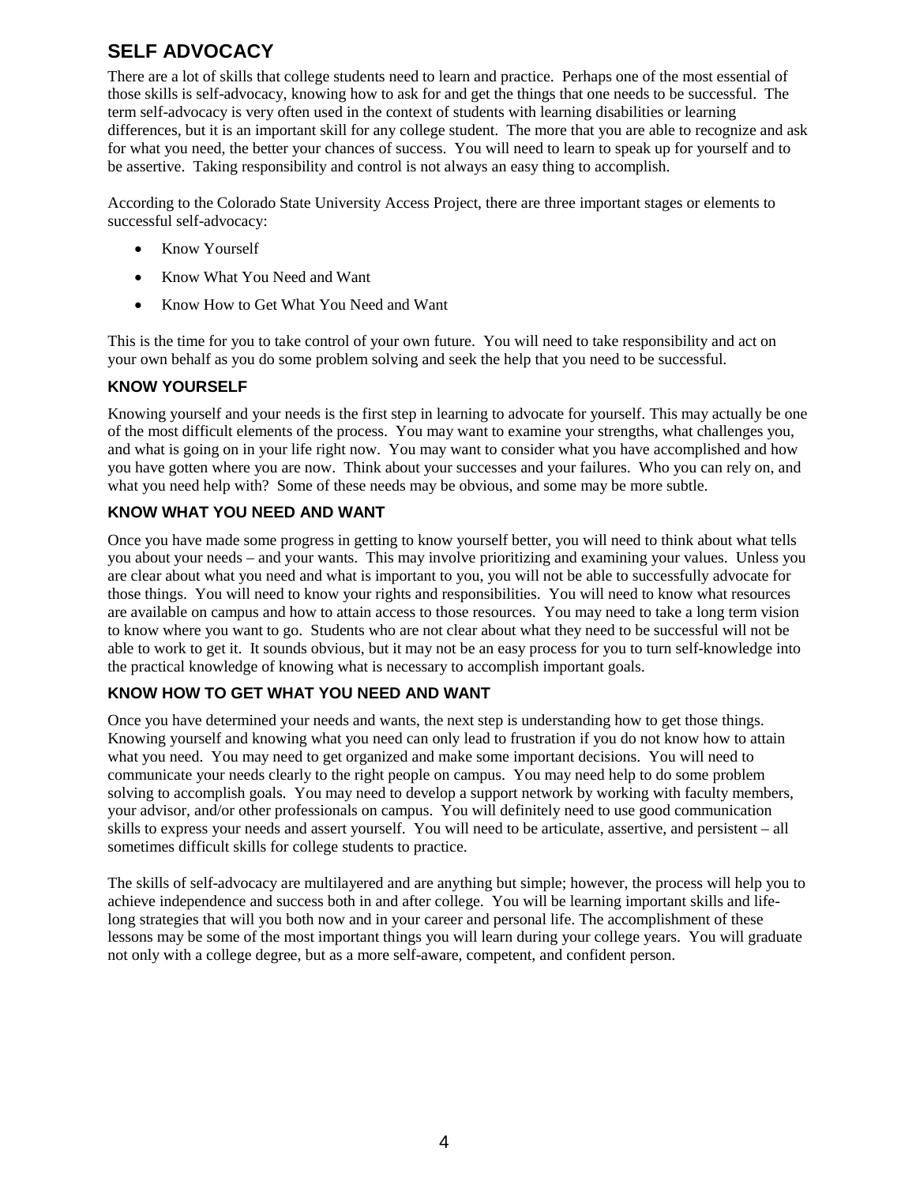## SELF ADVOCACY

There are a lot of skills that college students need to learn and practice. Perhaps one of the most essential of those skills is self-advocacy, knowing how to ask for and get the things that one needs to be successful. The term self-advocacy is very often used in the context of students with learning disabilities or learning differences, but it is an important skill for any college student. The more that you are able to recognize and ask for what you need, the better your chances of success. You will need to learn to speak up for yourself and to be assertive. Taking responsibility and control is not always an easy thing to accomplish.

According to the Colorado State University Access Project, there are three important stages or elements to successful self-advocacy:

- Know Yourself
- Know What You Need and Want
- Know How to Get What You Need and Want

This is the time for you to take control of your own future. You will need to take responsibility and act on your own behalf as you do some problem solving and seek the help that you need to be successful.

### KNOW YOURSELF

Knowing yourself and your needs is the first step in learning to advocate for yourself. This may actually be one of the most difficult elements of the process. You may want to examine your strengths, what challenges you, and what is going on in your life right now. You may want to consider what you have accomplished and how you have gotten where you are now. Think about your successes and your failures. Who you can rely on, and what you need help with? Some of these needs may be obvious, and some may be more subtle.

### KNOW WHAT YOU NEED AND WANT

Once you have made some progress in getting to know yourself better, you will need to think about what tells you about your needs – and your wants. This may involve prioritizing and examining your values. Unless you are clear about what you need and what is important to you, you will not be able to successfully advocate for those things. You will need to know your rights and responsibilities. You will need to know what resources are available on campus and how to attain access to those resources. You may need to take a long term vision to know where you want to go. Students who are not clear about what they need to be successful will not be able to work to get it. It sounds obvious, but it may not be an easy process for you to turn self-knowledge into the practical knowledge of knowing what is necessary to accomplish important goals.

### KNOW HOW TO GET WHAT YOU NEED AND WANT

Once you have determined your needs and wants, the next step is understanding how to get those things. Knowing yourself and knowing what you need can only lead to frustration if you do not know how to attain what you need. You may need to get organized and make some important decisions. You will need to communicate your needs clearly to the right people on campus. You may need help to do some problem solving to accomplish goals. You may need to develop a support network by working with faculty members, your advisor, and/or other professionals on campus. You will definitely need to use good communication skills to express your needs and assert yourself. You will need to be articulate, assertive, and persistent – all sometimes difficult skills for college students to practice.

The skills of self-advocacy are multilayered and are anything but simple; however, the process will help you to achieve independence and success both in and after college. You will be learning important skills and life-long strategies that will you both now and in your career and personal life. The accomplishment of these lessons may be some of the most important things you will learn during your college years. You will graduate not only with a college degree, but as a more self-aware, competent, and confident person.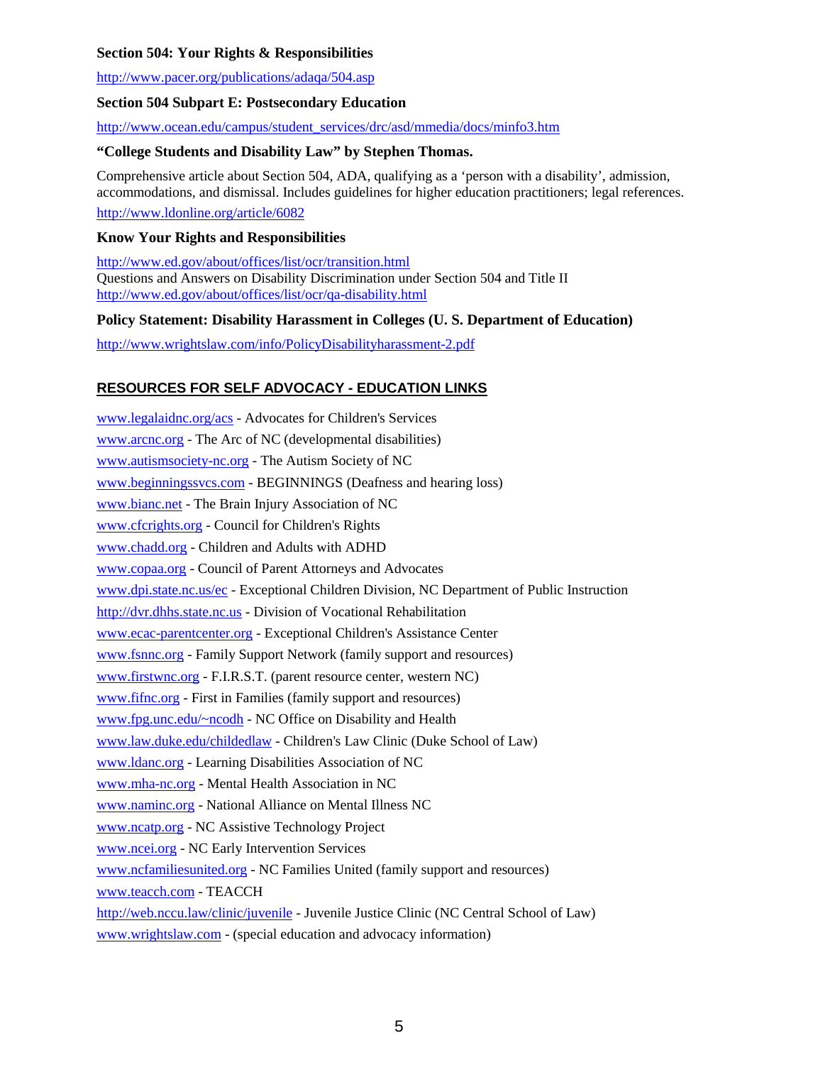**Section 504: Your Rights & Responsibilities**

http://www.pacer.org/publications/adaqa/504.asp

**Section 504 Subpart E: Postsecondary Education**

http://www.ocean.edu/campus/student_services/drc/asd/mmedia/docs/minfo3.htm

**"College Students and Disability Law" by Stephen Thomas.**

Comprehensive article about Section 504, ADA, qualifying as a 'person with a disability', admission, accommodations, and dismissal. Includes guidelines for higher education practitioners; legal references.

http://www.ldonline.org/article/6082

**Know Your Rights and Responsibilities**

http://www.ed.gov/about/offices/list/ocr/transition.html
Questions and Answers on Disability Discrimination under Section 504 and Title II
http://www.ed.gov/about/offices/list/ocr/qa-disability.html

**Policy Statement: Disability Harassment in Colleges (U. S. Department of Education)**

http://www.wrightslaw.com/info/PolicyDisabilityharassment-2.pdf

## RESOURCES FOR SELF ADVOCACY - EDUCATION LINKS

www.legalaidnc.org/acs - Advocates for Children's Services
www.arcnc.org - The Arc of NC (developmental disabilities)
www.autismsociety-nc.org - The Autism Society of NC
www.beginningssvcs.com - BEGINNINGS (Deafness and hearing loss)
www.bianc.net - The Brain Injury Association of NC
www.cfcrights.org - Council for Children's Rights
www.chadd.org - Children and Adults with ADHD
www.copaa.org - Council of Parent Attorneys and Advocates
www.dpi.state.nc.us/ec - Exceptional Children Division, NC Department of Public Instruction
http://dvr.dhhs.state.nc.us - Division of Vocational Rehabilitation
www.ecac-parentcenter.org - Exceptional Children's Assistance Center
www.fsnnc.org - Family Support Network (family support and resources)
www.firstwnc.org - F.I.R.S.T. (parent resource center, western NC)
www.fifnc.org - First in Families (family support and resources)
www.fpg.unc.edu/~ncodh - NC Office on Disability and Health
www.law.duke.edu/childedlaw - Children's Law Clinic (Duke School of Law)
www.ldanc.org - Learning Disabilities Association of NC
www.mha-nc.org - Mental Health Association in NC
www.naminc.org - National Alliance on Mental Illness NC
www.ncatp.org - NC Assistive Technology Project
www.ncei.org - NC Early Intervention Services
www.ncfamiliesunited.org - NC Families United (family support and resources)
www.teacch.com - TEACCH
http://web.nccu.law/clinic/juvenile - Juvenile Justice Clinic (NC Central School of Law)
www.wrightslaw.com - (special education and advocacy information)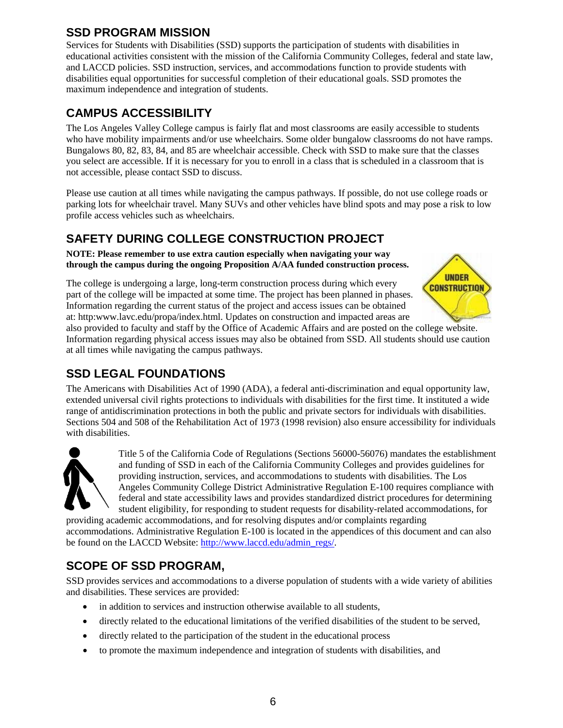## SSD PROGRAM MISSION

Services for Students with Disabilities (SSD) supports the participation of students with disabilities in educational activities consistent with the mission of the California Community Colleges, federal and state law, and LACCD policies. SSD instruction, services, and accommodations function to provide students with disabilities equal opportunities for successful completion of their educational goals. SSD promotes the maximum independence and integration of students.

## CAMPUS ACCESSIBILITY

The Los Angeles Valley College campus is fairly flat and most classrooms are easily accessible to students who have mobility impairments and/or use wheelchairs. Some older bungalow classrooms do not have ramps. Bungalows 80, 82, 83, 84, and 85 are wheelchair accessible. Check with SSD to make sure that the classes you select are accessible. If it is necessary for you to enroll in a class that is scheduled in a classroom that is not accessible, please contact SSD to discuss.

Please use caution at all times while navigating the campus pathways. If possible, do not use college roads or parking lots for wheelchair travel. Many SUVs and other vehicles have blind spots and may pose a risk to low profile access vehicles such as wheelchairs.

## SAFETY DURING COLLEGE CONSTRUCTION PROJECT

**NOTE: Please remember to use extra caution especially when navigating your way through the campus during the ongoing Proposition A/AA funded construction process.**

The college is undergoing a large, long-term construction process during which every part of the college will be impacted at some time. The project has been planned in phases. Information regarding the current status of the project and access issues can be obtained at: http:www.lavc.edu/propa/index.html. Updates on construction and impacted areas are also provided to faculty and staff by the Office of Academic Affairs and are posted on the college website. Information regarding physical access issues may also be obtained from SSD. All students should use caution at all times while navigating the campus pathways.

## SSD LEGAL FOUNDATIONS

The Americans with Disabilities Act of 1990 (ADA), a federal anti-discrimination and equal opportunity law, extended universal civil rights protections to individuals with disabilities for the first time. It instituted a wide range of antidiscrimination protections in both the public and private sectors for individuals with disabilities. Sections 504 and 508 of the Rehabilitation Act of 1973 (1998 revision) also ensure accessibility for individuals with disabilities.

Title 5 of the California Code of Regulations (Sections 56000-56076) mandates the establishment and funding of SSD in each of the California Community Colleges and provides guidelines for providing instruction, services, and accommodations to students with disabilities. The Los Angeles Community College District Administrative Regulation E-100 requires compliance with federal and state accessibility laws and provides standardized district procedures for determining student eligibility, for responding to student requests for disability-related accommodations, for providing academic accommodations, and for resolving disputes and/or complaints regarding accommodations. Administrative Regulation E-100 is located in the appendices of this document and can also be found on the LACCD Website: [http://www.laccd.edu/admin_regs/](http://www.laccd.edu/admin_regs/).

## SCOPE OF SSD PROGRAM,

SSD provides services and accommodations to a diverse population of students with a wide variety of abilities and disabilities. These services are provided:

- in addition to services and instruction otherwise available to all students,
- directly related to the educational limitations of the verified disabilities of the student to be served,
- directly related to the participation of the student in the educational process
- to promote the maximum independence and integration of students with disabilities, and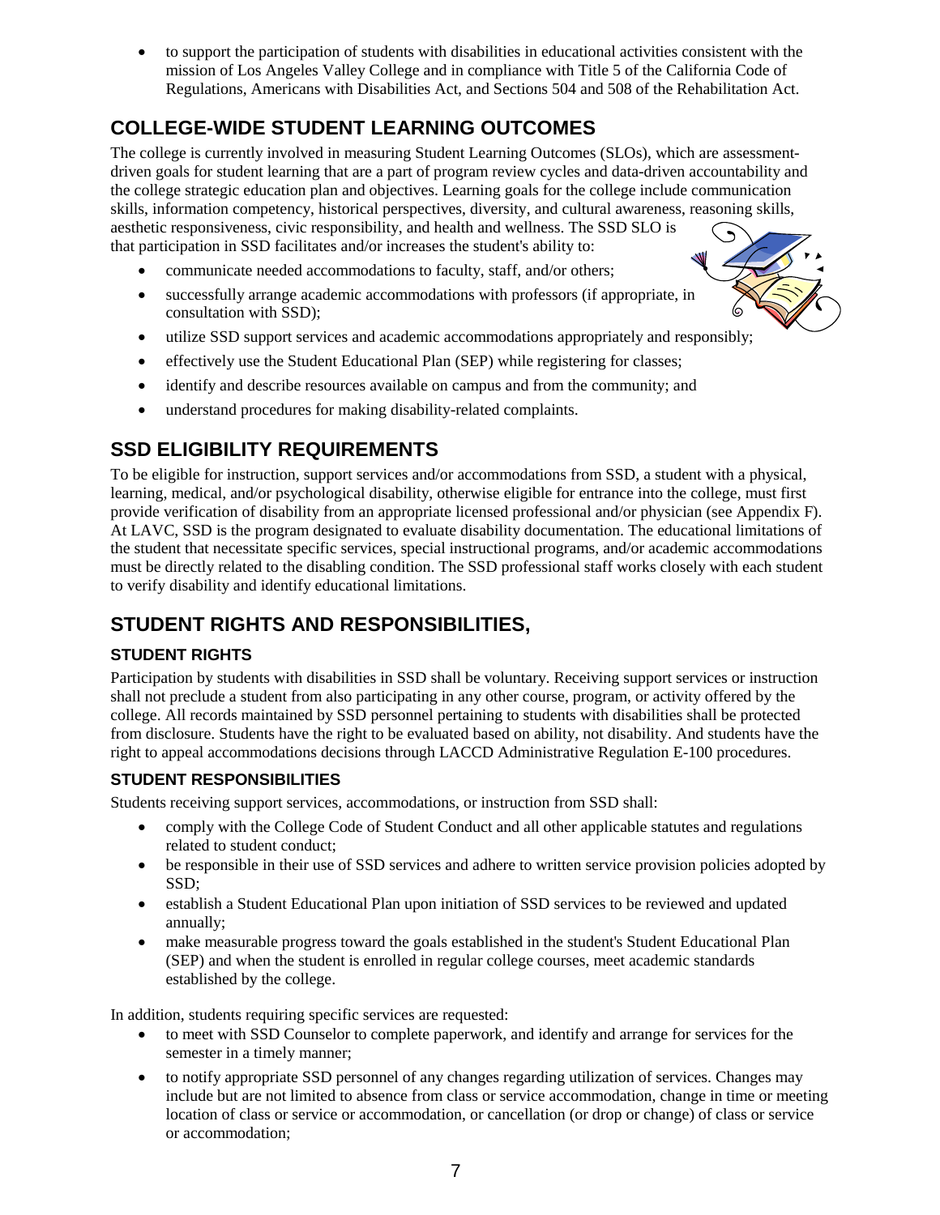- to support the participation of students with disabilities in educational activities consistent with the mission of Los Angeles Valley College and in compliance with Title 5 of the California Code of Regulations, Americans with Disabilities Act, and Sections 504 and 508 of the Rehabilitation Act.

## COLLEGE-WIDE STUDENT LEARNING OUTCOMES

The college is currently involved in measuring Student Learning Outcomes (SLOs), which are assessment-driven goals for student learning that are a part of program review cycles and data-driven accountability and the college strategic education plan and objectives. Learning goals for the college include communication skills, information competency, historical perspectives, diversity, and cultural awareness, reasoning skills, aesthetic responsiveness, civic responsibility, and health and wellness. The SSD SLO is that participation in SSD facilitates and/or increases the student's ability to:

- communicate needed accommodations to faculty, staff, and/or others;
- successfully arrange academic accommodations with professors (if appropriate, in consultation with SSD);
- utilize SSD support services and academic accommodations appropriately and responsibly;
- effectively use the Student Educational Plan (SEP) while registering for classes;
- identify and describe resources available on campus and from the community; and
- understand procedures for making disability-related complaints.

## SSD ELIGIBILITY REQUIREMENTS

To be eligible for instruction, support services and/or accommodations from SSD, a student with a physical, learning, medical, and/or psychological disability, otherwise eligible for entrance into the college, must first provide verification of disability from an appropriate licensed professional and/or physician (see Appendix F). At LAVC, SSD is the program designated to evaluate disability documentation. The educational limitations of the student that necessitate specific services, special instructional programs, and/or academic accommodations must be directly related to the disabling condition. The SSD professional staff works closely with each student to verify disability and identify educational limitations.

## STUDENT RIGHTS AND RESPONSIBILITIES,

### STUDENT RIGHTS

Participation by students with disabilities in SSD shall be voluntary. Receiving support services or instruction shall not preclude a student from also participating in any other course, program, or activity offered by the college. All records maintained by SSD personnel pertaining to students with disabilities shall be protected from disclosure. Students have the right to be evaluated based on ability, not disability. And students have the right to appeal accommodations decisions through LACCD Administrative Regulation E-100 procedures.

### STUDENT RESPONSIBILITIES

Students receiving support services, accommodations, or instruction from SSD shall:

- comply with the College Code of Student Conduct and all other applicable statutes and regulations related to student conduct;
- be responsible in their use of SSD services and adhere to written service provision policies adopted by SSD;
- establish a Student Educational Plan upon initiation of SSD services to be reviewed and updated annually;
- make measurable progress toward the goals established in the student's Student Educational Plan (SEP) and when the student is enrolled in regular college courses, meet academic standards established by the college.

In addition, students requiring specific services are requested:

- to meet with SSD Counselor to complete paperwork, and identify and arrange for services for the semester in a timely manner;
- to notify appropriate SSD personnel of any changes regarding utilization of services. Changes may include but are not limited to absence from class or service accommodation, change in time or meeting location of class or service or accommodation, or cancellation (or drop or change) of class or service or accommodation;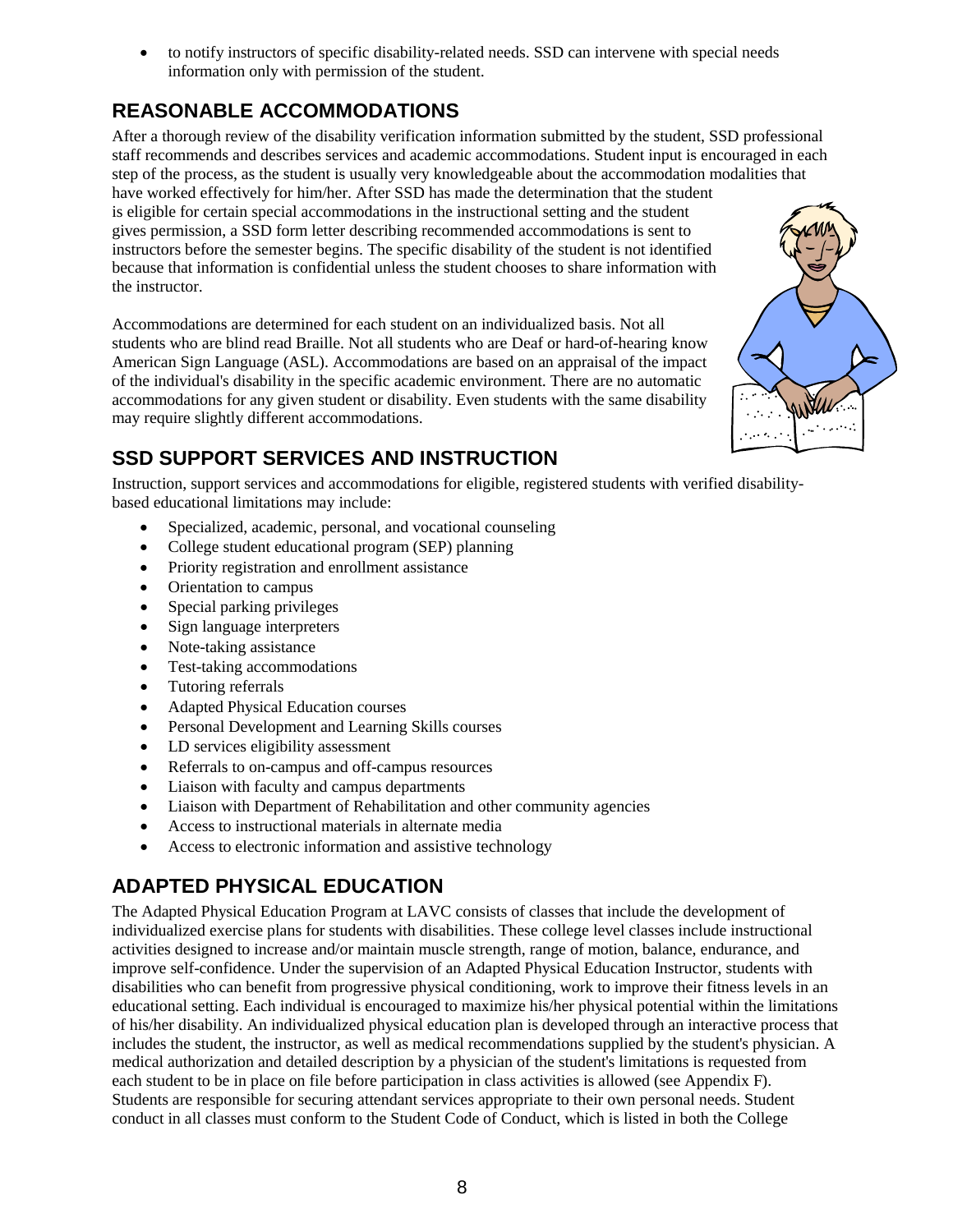- to notify instructors of specific disability-related needs. SSD can intervene with special needs information only with permission of the student.

## REASONABLE ACCOMMODATIONS

After a thorough review of the disability verification information submitted by the student, SSD professional staff recommends and describes services and academic accommodations. Student input is encouraged in each step of the process, as the student is usually very knowledgeable about the accommodation modalities that have worked effectively for him/her. After SSD has made the determination that the student is eligible for certain special accommodations in the instructional setting and the student gives permission, a SSD form letter describing recommended accommodations is sent to instructors before the semester begins. The specific disability of the student is not identified because that information is confidential unless the student chooses to share information with the instructor.

Accommodations are determined for each student on an individualized basis. Not all students who are blind read Braille. Not all students who are Deaf or hard-of-hearing know American Sign Language (ASL). Accommodations are based on an appraisal of the impact of the individual's disability in the specific academic environment. There are no automatic accommodations for any given student or disability. Even students with the same disability may require slightly different accommodations.

## SSD SUPPORT SERVICES AND INSTRUCTION

Instruction, support services and accommodations for eligible, registered students with verified disability-based educational limitations may include:

- Specialized, academic, personal, and vocational counseling
- College student educational program (SEP) planning
- Priority registration and enrollment assistance
- Orientation to campus
- Special parking privileges
- Sign language interpreters
- Note-taking assistance
- Test-taking accommodations
- Tutoring referrals
- Adapted Physical Education courses
- Personal Development and Learning Skills courses
- LD services eligibility assessment
- Referrals to on-campus and off-campus resources
- Liaison with faculty and campus departments
- Liaison with Department of Rehabilitation and other community agencies
- Access to instructional materials in alternate media
- Access to electronic information and assistive technology

## ADAPTED PHYSICAL EDUCATION

The Adapted Physical Education Program at LAVC consists of classes that include the development of individualized exercise plans for students with disabilities. These college level classes include instructional activities designed to increase and/or maintain muscle strength, range of motion, balance, endurance, and improve self-confidence. Under the supervision of an Adapted Physical Education Instructor, students with disabilities who can benefit from progressive physical conditioning, work to improve their fitness levels in an educational setting. Each individual is encouraged to maximize his/her physical potential within the limitations of his/her disability. An individualized physical education plan is developed through an interactive process that includes the student, the instructor, as well as medical recommendations supplied by the student's physician. A medical authorization and detailed description by a physician of the student's limitations is requested from each student to be in place on file before participation in class activities is allowed (see Appendix F). Students are responsible for securing attendant services appropriate to their own personal needs. Student conduct in all classes must conform to the Student Code of Conduct, which is listed in both the College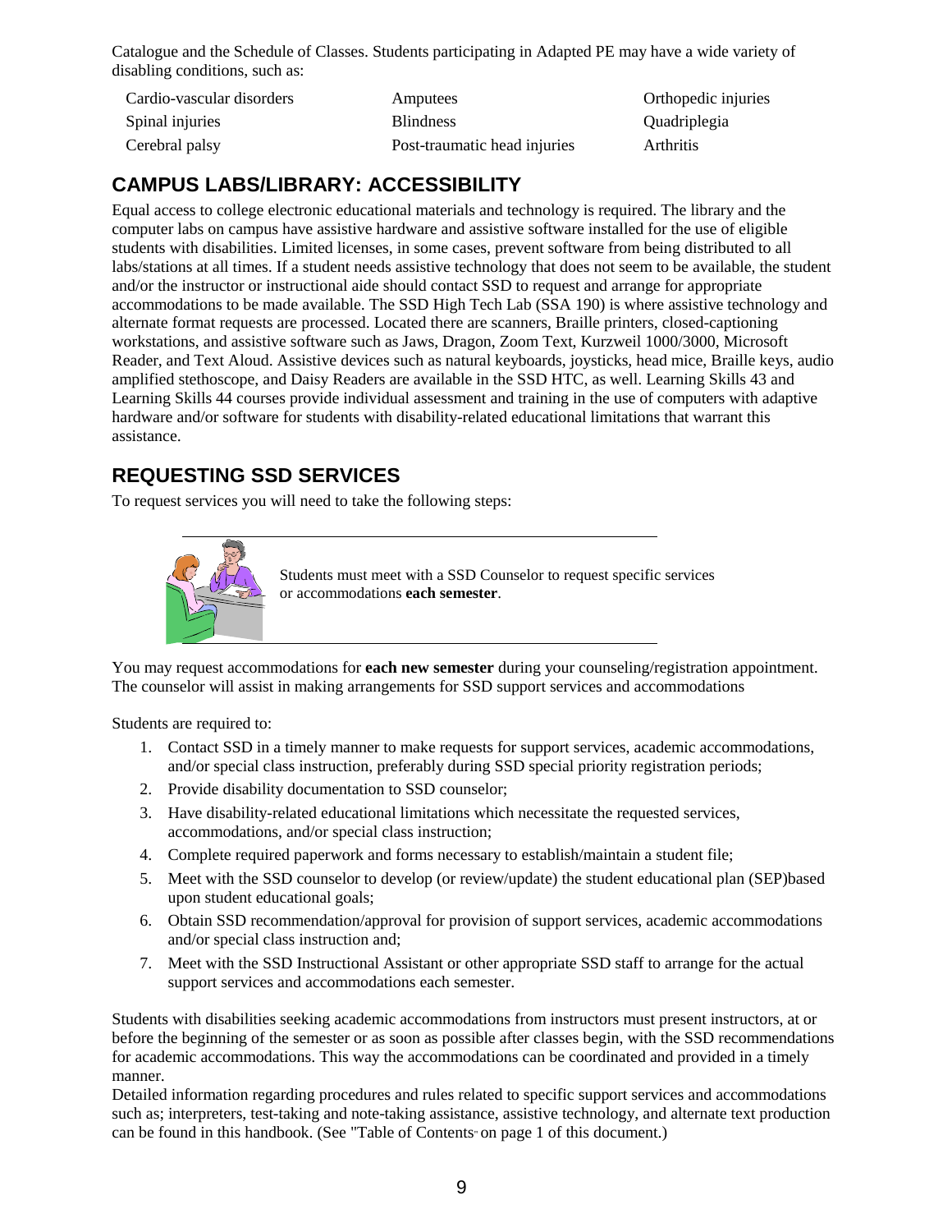Catalogue and the Schedule of Classes. Students participating in Adapted PE may have a wide variety of disabling conditions, such as:

| | | |
|---|---|---|
| Cardio-vascular disorders | Amputees | Orthopedic injuries |
| Spinal injuries | Blindness | Quadriplegia |
| Cerebral palsy | Post-traumatic head injuries | Arthritis |

## CAMPUS LABS/LIBRARY: ACCESSIBILITY

Equal access to college electronic educational materials and technology is required. The library and the computer labs on campus have assistive hardware and assistive software installed for the use of eligible students with disabilities. Limited licenses, in some cases, prevent software from being distributed to all labs/stations at all times. If a student needs assistive technology that does not seem to be available, the student and/or the instructor or instructional aide should contact SSD to request and arrange for appropriate accommodations to be made available. The SSD High Tech Lab (SSA 190) is where assistive technology and alternate format requests are processed. Located there are scanners, Braille printers, closed-captioning workstations, and assistive software such as Jaws, Dragon, Zoom Text, Kurzweil 1000/3000, Microsoft Reader, and Text Aloud. Assistive devices such as natural keyboards, joysticks, head mice, Braille keys, audio amplified stethoscope, and Daisy Readers are available in the SSD HTC, as well. Learning Skills 43 and Learning Skills 44 courses provide individual assessment and training in the use of computers with adaptive hardware and/or software for students with disability-related educational limitations that warrant this assistance.

## REQUESTING SSD SERVICES

To request services you will need to take the following steps:

Students must meet with a SSD Counselor to request specific services or accommodations **each semester**.

You may request accommodations for **each new semester** during your counseling/registration appointment. The counselor will assist in making arrangements for SSD support services and accommodations

Students are required to:

1. Contact SSD in a timely manner to make requests for support services, academic accommodations, and/or special class instruction, preferably during SSD special priority registration periods;
2. Provide disability documentation to SSD counselor;
3. Have disability-related educational limitations which necessitate the requested services, accommodations, and/or special class instruction;
4. Complete required paperwork and forms necessary to establish/maintain a student file;
5. Meet with the SSD counselor to develop (or review/update) the student educational plan (SEP)based upon student educational goals;
6. Obtain SSD recommendation/approval for provision of support services, academic accommodations and/or special class instruction and;
7. Meet with the SSD Instructional Assistant or other appropriate SSD staff to arrange for the actual support services and accommodations each semester.

Students with disabilities seeking academic accommodations from instructors must present instructors, at or before the beginning of the semester or as soon as possible after classes begin, with the SSD recommendations for academic accommodations. This way the accommodations can be coordinated and provided in a timely manner.

Detailed information regarding procedures and rules related to specific support services and accommodations such as; interpreters, test-taking and note-taking assistance, assistive technology, and alternate text production can be found in this handbook. (See "Table of Contents" on page 1 of this document.)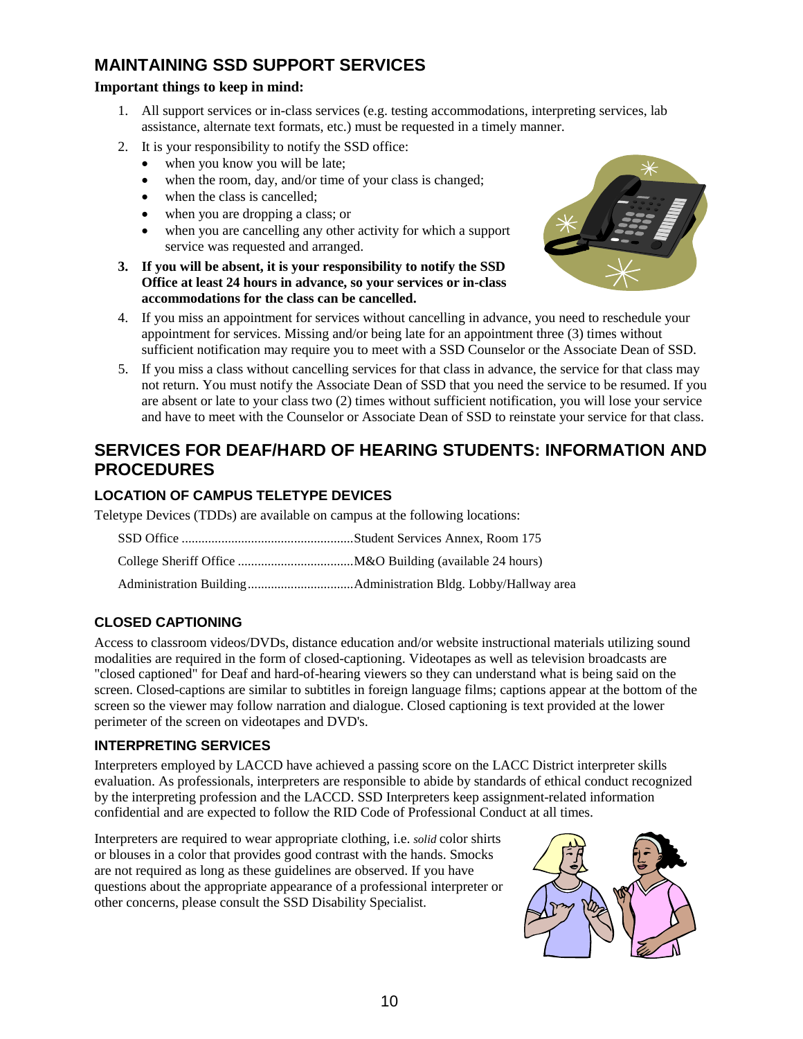## MAINTAINING SSD SUPPORT SERVICES

**Important things to keep in mind:**

1. All support services or in-class services (e.g. testing accommodations, interpreting services, lab assistance, alternate text formats, etc.) must be requested in a timely manner.
2. It is your responsibility to notify the SSD office:
   - when you know you will be late;
   - when the room, day, and/or time of your class is changed;
   - when the class is cancelled;
   - when you are dropping a class; or
   - when you are cancelling any other activity for which a support service was requested and arranged.
3. **If you will be absent, it is your responsibility to notify the SSD Office at least 24 hours in advance, so your services or in-class accommodations for the class can be cancelled.**
4. If you miss an appointment for services without cancelling in advance, you need to reschedule your appointment for services. Missing and/or being late for an appointment three (3) times without sufficient notification may require you to meet with a SSD Counselor or the Associate Dean of SSD.
5. If you miss a class without cancelling services for that class in advance, the service for that class may not return. You must notify the Associate Dean of SSD that you need the service to be resumed. If you are absent or late to your class two (2) times without sufficient notification, you will lose your service and have to meet with the Counselor or Associate Dean of SSD to reinstate your service for that class.

## SERVICES FOR DEAF/HARD OF HEARING STUDENTS: INFORMATION AND PROCEDURES

### LOCATION OF CAMPUS TELETYPE DEVICES

Teletype Devices (TDDs) are available on campus at the following locations:

SSD Office ....................................................Student Services Annex, Room 175

College Sheriff Office ...................................M&O Building (available 24 hours)

Administration Building................................Administration Bldg. Lobby/Hallway area

### CLOSED CAPTIONING

Access to classroom videos/DVDs, distance education and/or website instructional materials utilizing sound modalities are required in the form of closed-captioning. Videotapes as well as television broadcasts are "closed captioned" for Deaf and hard-of-hearing viewers so they can understand what is being said on the screen. Closed-captions are similar to subtitles in foreign language films; captions appear at the bottom of the screen so the viewer may follow narration and dialogue. Closed captioning is text provided at the lower perimeter of the screen on videotapes and DVD's.

### INTERPRETING SERVICES

Interpreters employed by LACCD have achieved a passing score on the LACC District interpreter skills evaluation. As professionals, interpreters are responsible to abide by standards of ethical conduct recognized by the interpreting profession and the LACCD. SSD Interpreters keep assignment-related information confidential and are expected to follow the RID Code of Professional Conduct at all times.

Interpreters are required to wear appropriate clothing, i.e. *solid* color shirts or blouses in a color that provides good contrast with the hands. Smocks are not required as long as these guidelines are observed. If you have questions about the appropriate appearance of a professional interpreter or other concerns, please consult the SSD Disability Specialist.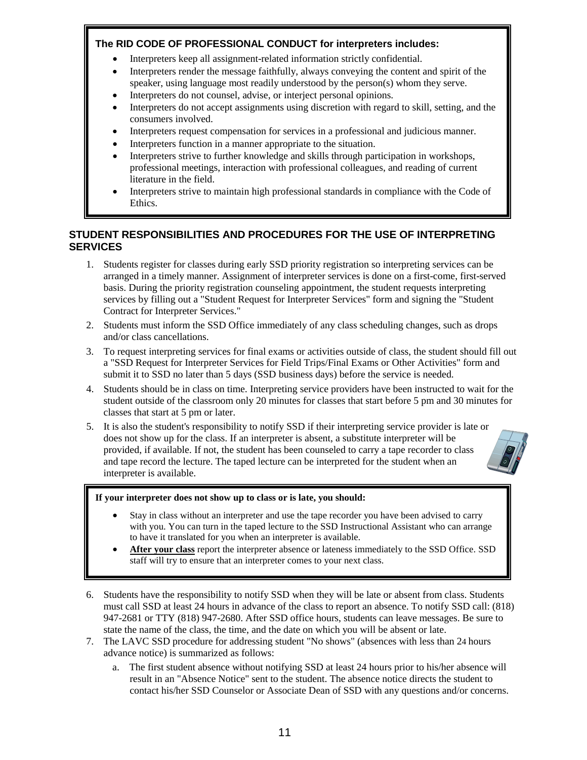**The RID CODE OF PROFESSIONAL CONDUCT for interpreters includes:**

- Interpreters keep all assignment-related information strictly confidential.
- Interpreters render the message faithfully, always conveying the content and spirit of the speaker, using language most readily understood by the person(s) whom they serve.
- Interpreters do not counsel, advise, or interject personal opinions.
- Interpreters do not accept assignments using discretion with regard to skill, setting, and the consumers involved.
- Interpreters request compensation for services in a professional and judicious manner.
- Interpreters function in a manner appropriate to the situation.
- Interpreters strive to further knowledge and skills through participation in workshops, professional meetings, interaction with professional colleagues, and reading of current literature in the field.
- Interpreters strive to maintain high professional standards in compliance with the Code of Ethics.

## STUDENT RESPONSIBILITIES AND PROCEDURES FOR THE USE OF INTERPRETING SERVICES

1. Students register for classes during early SSD priority registration so interpreting services can be arranged in a timely manner. Assignment of interpreter services is done on a first-come, first-served basis. During the priority registration counseling appointment, the student requests interpreting services by filling out a "Student Request for Interpreter Services" form and signing the "Student Contract for Interpreter Services."
2. Students must inform the SSD Office immediately of any class scheduling changes, such as drops and/or class cancellations.
3. To request interpreting services for final exams or activities outside of class, the student should fill out a "SSD Request for Interpreter Services for Field Trips/Final Exams or Other Activities" form and submit it to SSD no later than 5 days (SSD business days) before the service is needed.
4. Students should be in class on time. Interpreting service providers have been instructed to wait for the student outside of the classroom only 20 minutes for classes that start before 5 pm and 30 minutes for classes that start at 5 pm or later.
5. It is also the student's responsibility to notify SSD if their interpreting service provider is late or does not show up for the class. If an interpreter is absent, a substitute interpreter will be provided, if available. If not, the student has been counseled to carry a tape recorder to class and tape record the lecture. The taped lecture can be interpreted for the student when an interpreter is available.

**If your interpreter does not show up to class or is late, you should:**

- Stay in class without an interpreter and use the tape recorder you have been advised to carry with you. You can turn in the taped lecture to the SSD Instructional Assistant who can arrange to have it translated for you when an interpreter is available.
- **After your class** report the interpreter absence or lateness immediately to the SSD Office. SSD staff will try to ensure that an interpreter comes to your next class.

6. Students have the responsibility to notify SSD when they will be late or absent from class. Students must call SSD at least 24 hours in advance of the class to report an absence. To notify SSD call: (818) 947-2681 or TTY (818) 947-2680. After SSD office hours, students can leave messages. Be sure to state the name of the class, the time, and the date on which you will be absent or late.
7. The LAVC SSD procedure for addressing student "No shows" (absences with less than 24 hours advance notice) is summarized as follows:
   a. The first student absence without notifying SSD at least 24 hours prior to his/her absence will result in an "Absence Notice" sent to the student. The absence notice directs the student to contact his/her SSD Counselor or Associate Dean of SSD with any questions and/or concerns.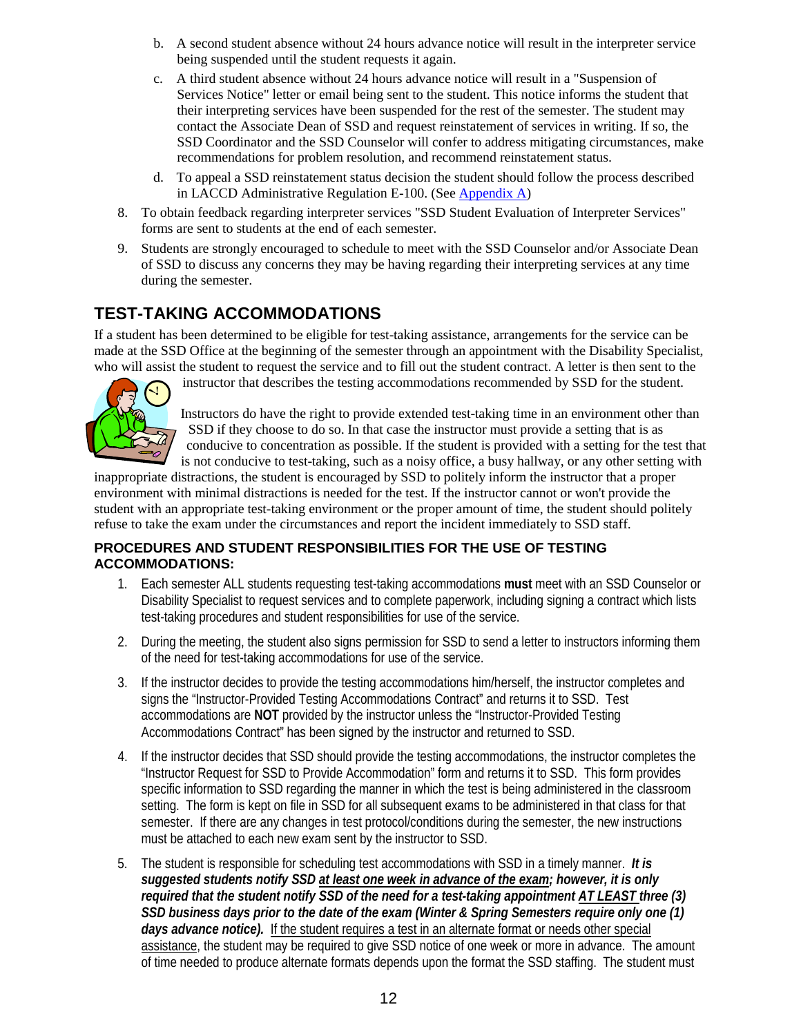b. A second student absence without 24 hours advance notice will result in the interpreter service being suspended until the student requests it again.

c. A third student absence without 24 hours advance notice will result in a "Suspension of Services Notice" letter or email being sent to the student. This notice informs the student that their interpreting services have been suspended for the rest of the semester. The student may contact the Associate Dean of SSD and request reinstatement of services in writing. If so, the SSD Coordinator and the SSD Counselor will confer to address mitigating circumstances, make recommendations for problem resolution, and recommend reinstatement status.

d. To appeal a SSD reinstatement status decision the student should follow the process described in LACCD Administrative Regulation E-100. (See [Appendix A](#))

8. To obtain feedback regarding interpreter services "SSD Student Evaluation of Interpreter Services" forms are sent to students at the end of each semester.

9. Students are strongly encouraged to schedule to meet with the SSD Counselor and/or Associate Dean of SSD to discuss any concerns they may be having regarding their interpreting services at any time during the semester.

## TEST-TAKING ACCOMMODATIONS

If a student has been determined to be eligible for test-taking assistance, arrangements for the service can be made at the SSD Office at the beginning of the semester through an appointment with the Disability Specialist, who will assist the student to request the service and to fill out the student contract. A letter is then sent to the instructor that describes the testing accommodations recommended by SSD for the student.

Instructors do have the right to provide extended test-taking time in an environment other than SSD if they choose to do so. In that case the instructor must provide a setting that is as conducive to concentration as possible. If the student is provided with a setting for the test that is not conducive to test-taking, such as a noisy office, a busy hallway, or any other setting with inappropriate distractions, the student is encouraged by SSD to politely inform the instructor that a proper environment with minimal distractions is needed for the test. If the instructor cannot or won't provide the student with an appropriate test-taking environment or the proper amount of time, the student should politely refuse to take the exam under the circumstances and report the incident immediately to SSD staff.

### PROCEDURES AND STUDENT RESPONSIBILITIES FOR THE USE OF TESTING ACCOMMODATIONS:

1. Each semester ALL students requesting test-taking accommodations **must** meet with an SSD Counselor or Disability Specialist to request services and to complete paperwork, including signing a contract which lists test-taking procedures and student responsibilities for use of the service.

2. During the meeting, the student also signs permission for SSD to send a letter to instructors informing them of the need for test-taking accommodations for use of the service.

3. If the instructor decides to provide the testing accommodations him/herself, the instructor completes and signs the "Instructor-Provided Testing Accommodations Contract" and returns it to SSD. Test accommodations are **NOT** provided by the instructor unless the "Instructor-Provided Testing Accommodations Contract" has been signed by the instructor and returned to SSD.

4. If the instructor decides that SSD should provide the testing accommodations, the instructor completes the "Instructor Request for SSD to Provide Accommodation" form and returns it to SSD. This form provides specific information to SSD regarding the manner in which the test is being administered in the classroom setting. The form is kept on file in SSD for all subsequent exams to be administered in that class for that semester. If there are any changes in test protocol/conditions during the semester, the new instructions must be attached to each new exam sent by the instructor to SSD.

5. The student is responsible for scheduling test accommodations with SSD in a timely manner. ***It is suggested students notify SSD <u>at least one week in advance of the exam</u>; however, it is only required that the student notify SSD of the need for a test-taking appointment <u>AT LEAST</u> three (3) SSD business days prior to the date of the exam (Winter & Spring Semesters require only one (1) days advance notice).*** <u>If the student requires a test in an alternate format or needs other special assistance</u>, the student may be required to give SSD notice of one week or more in advance. The amount of time needed to produce alternate formats depends upon the format the SSD staffing. The student must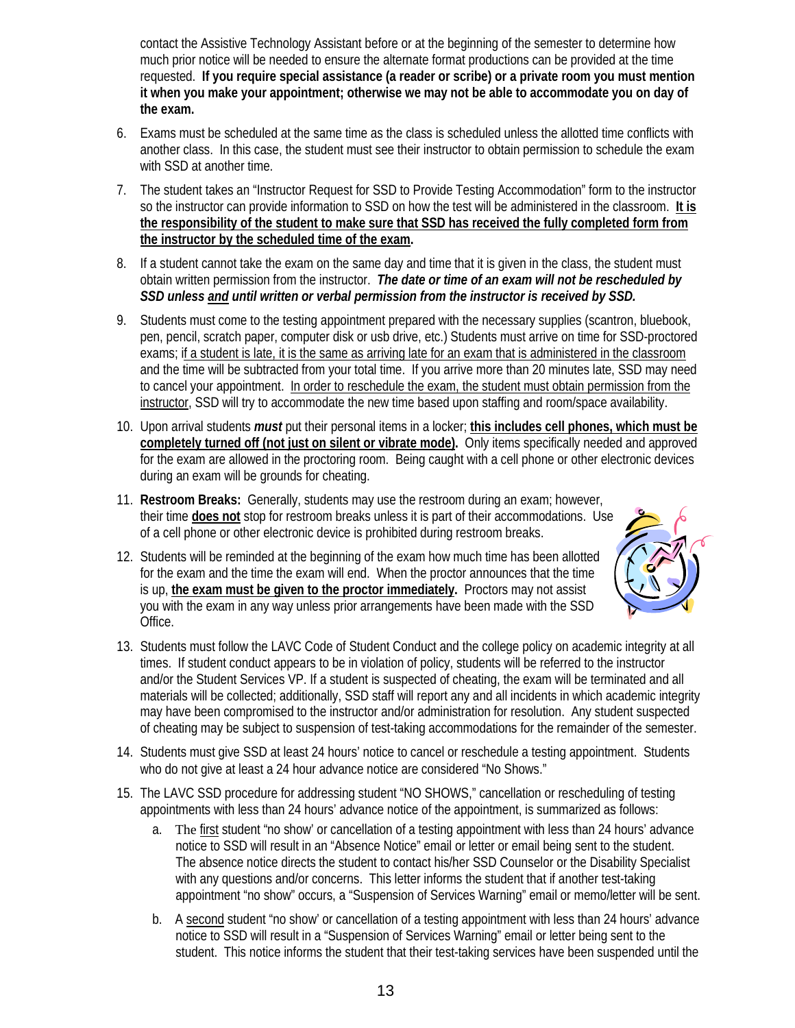contact the Assistive Technology Assistant before or at the beginning of the semester to determine how much prior notice will be needed to ensure the alternate format productions can be provided at the time requested. **If you require special assistance (a reader or scribe) or a private room you must mention it when you make your appointment; otherwise we may not be able to accommodate you on day of the exam.**

6. Exams must be scheduled at the same time as the class is scheduled unless the allotted time conflicts with another class. In this case, the student must see their instructor to obtain permission to schedule the exam with SSD at another time.

7. The student takes an "Instructor Request for SSD to Provide Testing Accommodation" form to the instructor so the instructor can provide information to SSD on how the test will be administered in the classroom. **<u>It is the responsibility of the student to make sure that SSD has received the fully completed form from the instructor by the scheduled time of the exam</u>.**

8. If a student cannot take the exam on the same day and time that it is given in the class, the student must obtain written permission from the instructor. ***The date or time of an exam will not be rescheduled by SSD unless <u>and</u> until written or verbal permission from the instructor is received by SSD.***

9. Students must come to the testing appointment prepared with the necessary supplies (scantron, bluebook, pen, pencil, scratch paper, computer disk or usb drive, etc.) Students must arrive on time for SSD-proctored exams; <u>if a student is late, it is the same as arriving late for an exam that is administered in the classroom</u> and the time will be subtracted from your total time. If you arrive more than 20 minutes late, SSD may need to cancel your appointment. <u>In order to reschedule the exam, the student must obtain permission from the instructor</u>, SSD will try to accommodate the new time based upon staffing and room/space availability.

10. Upon arrival students ***must*** put their personal items in a locker; **<u>this includes cell phones, which must be completely turned off (not just on silent or vibrate mode)</u>.** Only items specifically needed and approved for the exam are allowed in the proctoring room. Being caught with a cell phone or other electronic devices during an exam will be grounds for cheating.

11. **Restroom Breaks:** Generally, students may use the restroom during an exam; however, their time **<u>does not</u>** stop for restroom breaks unless it is part of their accommodations. Use of a cell phone or other electronic device is prohibited during restroom breaks.

12. Students will be reminded at the beginning of the exam how much time has been allotted for the exam and the time the exam will end. When the proctor announces that the time is up, **<u>the exam must be given to the proctor immediately</u>.** Proctors may not assist you with the exam in any way unless prior arrangements have been made with the SSD Office.

13. Students must follow the LAVC Code of Student Conduct and the college policy on academic integrity at all times. If student conduct appears to be in violation of policy, students will be referred to the instructor and/or the Student Services VP. If a student is suspected of cheating, the exam will be terminated and all materials will be collected; additionally, SSD staff will report any and all incidents in which academic integrity may have been compromised to the instructor and/or administration for resolution. Any student suspected of cheating may be subject to suspension of test-taking accommodations for the remainder of the semester.

14. Students must give SSD at least 24 hours' notice to cancel or reschedule a testing appointment. Students who do not give at least a 24 hour advance notice are considered "No Shows."

15. The LAVC SSD procedure for addressing student "NO SHOWS," cancellation or rescheduling of testing appointments with less than 24 hours' advance notice of the appointment, is summarized as follows:
    a. The <u>first</u> student "no show' or cancellation of a testing appointment with less than 24 hours' advance notice to SSD will result in an "Absence Notice" email or letter or email being sent to the student. The absence notice directs the student to contact his/her SSD Counselor or the Disability Specialist with any questions and/or concerns. This letter informs the student that if another test-taking appointment "no show" occurs, a "Suspension of Services Warning" email or memo/letter will be sent.
    b. A <u>second</u> student "no show' or cancellation of a testing appointment with less than 24 hours' advance notice to SSD will result in a "Suspension of Services Warning" email or letter being sent to the student. This notice informs the student that their test-taking services have been suspended until the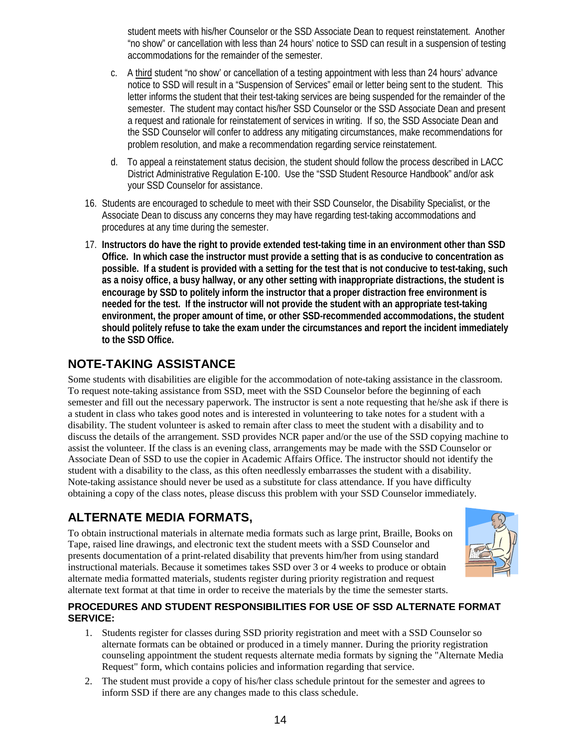student meets with his/her Counselor or the SSD Associate Dean to request reinstatement. Another "no show" or cancellation with less than 24 hours' notice to SSD can result in a suspension of testing accommodations for the remainder of the semester.

c. A <u>third</u> student "no show' or cancellation of a testing appointment with less than 24 hours' advance notice to SSD will result in a "Suspension of Services" email or letter being sent to the student. This letter informs the student that their test-taking services are being suspended for the remainder of the semester. The student may contact his/her SSD Counselor or the SSD Associate Dean and present a request and rationale for reinstatement of services in writing. If so, the SSD Associate Dean and the SSD Counselor will confer to address any mitigating circumstances, make recommendations for problem resolution, and make a recommendation regarding service reinstatement.

d. To appeal a reinstatement status decision, the student should follow the process described in LACC District Administrative Regulation E-100. Use the "SSD Student Resource Handbook" and/or ask your SSD Counselor for assistance.

16. Students are encouraged to schedule to meet with their SSD Counselor, the Disability Specialist, or the Associate Dean to discuss any concerns they may have regarding test-taking accommodations and procedures at any time during the semester.

17. **Instructors do have the right to provide extended test-taking time in an environment other than SSD Office. In which case the instructor must provide a setting that is as conducive to concentration as possible. If a student is provided with a setting for the test that is not conducive to test-taking, such as a noisy office, a busy hallway, or any other setting with inappropriate distractions, the student is encourage by SSD to politely inform the instructor that a proper distraction free environment is needed for the test. If the instructor will not provide the student with an appropriate test-taking environment, the proper amount of time, or other SSD-recommended accommodations, the student should politely refuse to take the exam under the circumstances and report the incident immediately to the SSD Office.**

## NOTE-TAKING ASSISTANCE

Some students with disabilities are eligible for the accommodation of note-taking assistance in the classroom. To request note-taking assistance from SSD, meet with the SSD Counselor before the beginning of each semester and fill out the necessary paperwork. The instructor is sent a note requesting that he/she ask if there is a student in class who takes good notes and is interested in volunteering to take notes for a student with a disability. The student volunteer is asked to remain after class to meet the student with a disability and to discuss the details of the arrangement. SSD provides NCR paper and/or the use of the SSD copying machine to assist the volunteer. If the class is an evening class, arrangements may be made with the SSD Counselor or Associate Dean of SSD to use the copier in Academic Affairs Office. The instructor should not identify the student with a disability to the class, as this often needlessly embarrasses the student with a disability. Note-taking assistance should never be used as a substitute for class attendance. If you have difficulty obtaining a copy of the class notes, please discuss this problem with your SSD Counselor immediately.

## ALTERNATE MEDIA FORMATS,

To obtain instructional materials in alternate media formats such as large print, Braille, Books on Tape, raised line drawings, and electronic text the student meets with a SSD Counselor and presents documentation of a print-related disability that prevents him/her from using standard instructional materials. Because it sometimes takes SSD over 3 or 4 weeks to produce or obtain alternate media formatted materials, students register during priority registration and request alternate text format at that time in order to receive the materials by the time the semester starts.

### PROCEDURES AND STUDENT RESPONSIBILITIES FOR USE OF SSD ALTERNATE FORMAT SERVICE:

1. Students register for classes during SSD priority registration and meet with a SSD Counselor so alternate formats can be obtained or produced in a timely manner. During the priority registration counseling appointment the student requests alternate media formats by signing the "Alternate Media Request" form, which contains policies and information regarding that service.
2. The student must provide a copy of his/her class schedule printout for the semester and agrees to inform SSD if there are any changes made to this class schedule.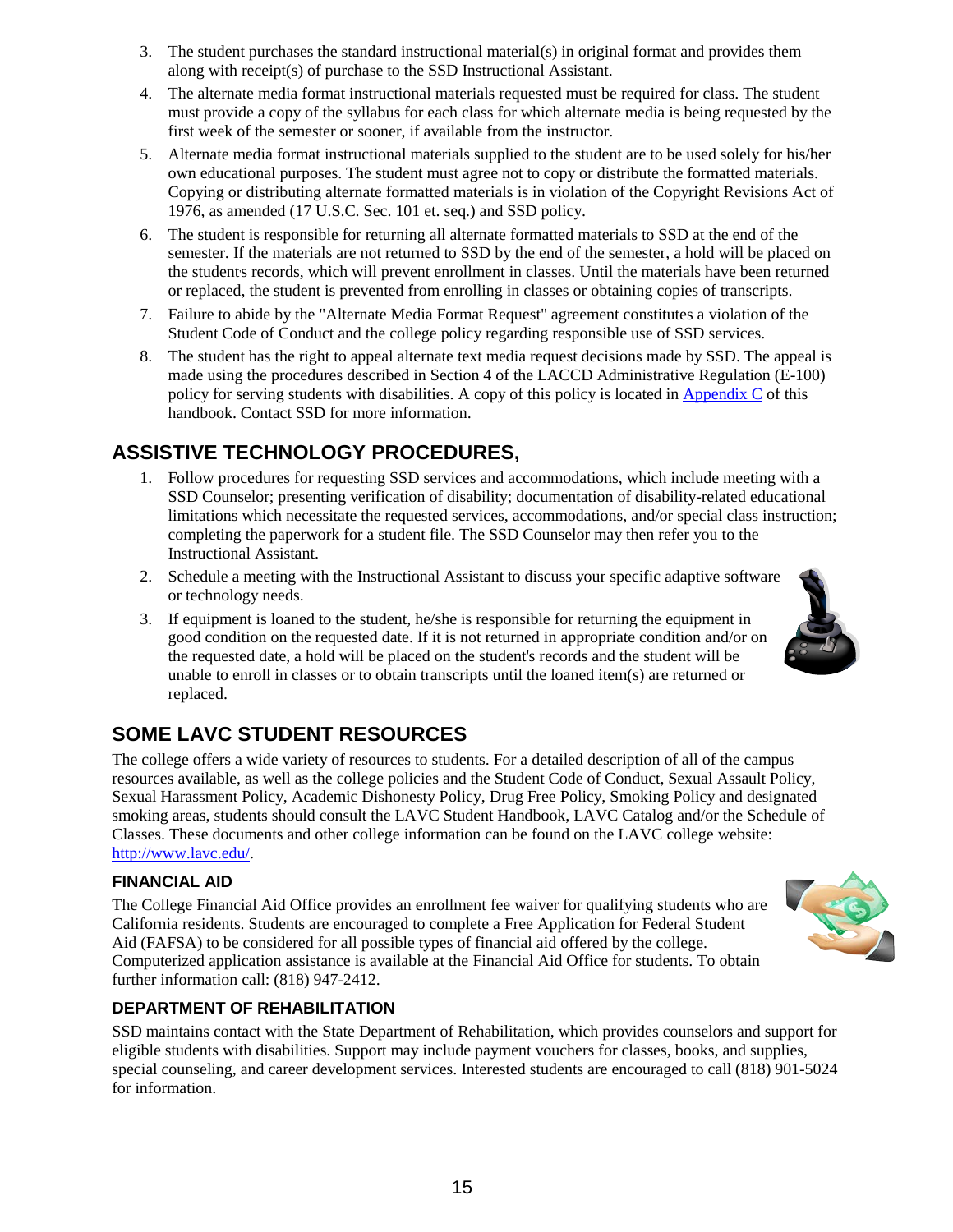3. The student purchases the standard instructional material(s) in original format and provides them along with receipt(s) of purchase to the SSD Instructional Assistant.
4. The alternate media format instructional materials requested must be required for class. The student must provide a copy of the syllabus for each class for which alternate media is being requested by the first week of the semester or sooner, if available from the instructor.
5. Alternate media format instructional materials supplied to the student are to be used solely for his/her own educational purposes. The student must agree not to copy or distribute the formatted materials. Copying or distributing alternate formatted materials is in violation of the Copyright Revisions Act of 1976, as amended (17 U.S.C. Sec. 101 et. seq.) and SSD policy.
6. The student is responsible for returning all alternate formatted materials to SSD at the end of the semester. If the materials are not returned to SSD by the end of the semester, a hold will be placed on the students records, which will prevent enrollment in classes. Until the materials have been returned or replaced, the student is prevented from enrolling in classes or obtaining copies of transcripts.
7. Failure to abide by the "Alternate Media Format Request" agreement constitutes a violation of the Student Code of Conduct and the college policy regarding responsible use of SSD services.
8. The student has the right to appeal alternate text media request decisions made by SSD. The appeal is made using the procedures described in Section 4 of the LACCD Administrative Regulation (E-100) policy for serving students with disabilities. A copy of this policy is located in Appendix C of this handbook. Contact SSD for more information.

## ASSISTIVE TECHNOLOGY PROCEDURES,

1. Follow procedures for requesting SSD services and accommodations, which include meeting with a SSD Counselor; presenting verification of disability; documentation of disability-related educational limitations which necessitate the requested services, accommodations, and/or special class instruction; completing the paperwork for a student file. The SSD Counselor may then refer you to the Instructional Assistant.
2. Schedule a meeting with the Instructional Assistant to discuss your specific adaptive software or technology needs.
3. If equipment is loaned to the student, he/she is responsible for returning the equipment in good condition on the requested date. If it is not returned in appropriate condition and/or on the requested date, a hold will be placed on the student's records and the student will be unable to enroll in classes or to obtain transcripts until the loaned item(s) are returned or replaced.

## SOME LAVC STUDENT RESOURCES

The college offers a wide variety of resources to students. For a detailed description of all of the campus resources available, as well as the college policies and the Student Code of Conduct, Sexual Assault Policy, Sexual Harassment Policy, Academic Dishonesty Policy, Drug Free Policy, Smoking Policy and designated smoking areas, students should consult the LAVC Student Handbook, LAVC Catalog and/or the Schedule of Classes. These documents and other college information can be found on the LAVC college website: http://www.lavc.edu/.

### FINANCIAL AID

The College Financial Aid Office provides an enrollment fee waiver for qualifying students who are California residents. Students are encouraged to complete a Free Application for Federal Student Aid (FAFSA) to be considered for all possible types of financial aid offered by the college. Computerized application assistance is available at the Financial Aid Office for students. To obtain further information call: (818) 947-2412.

### DEPARTMENT OF REHABILITATION

SSD maintains contact with the State Department of Rehabilitation, which provides counselors and support for eligible students with disabilities. Support may include payment vouchers for classes, books, and supplies, special counseling, and career development services. Interested students are encouraged to call (818) 901-5024 for information.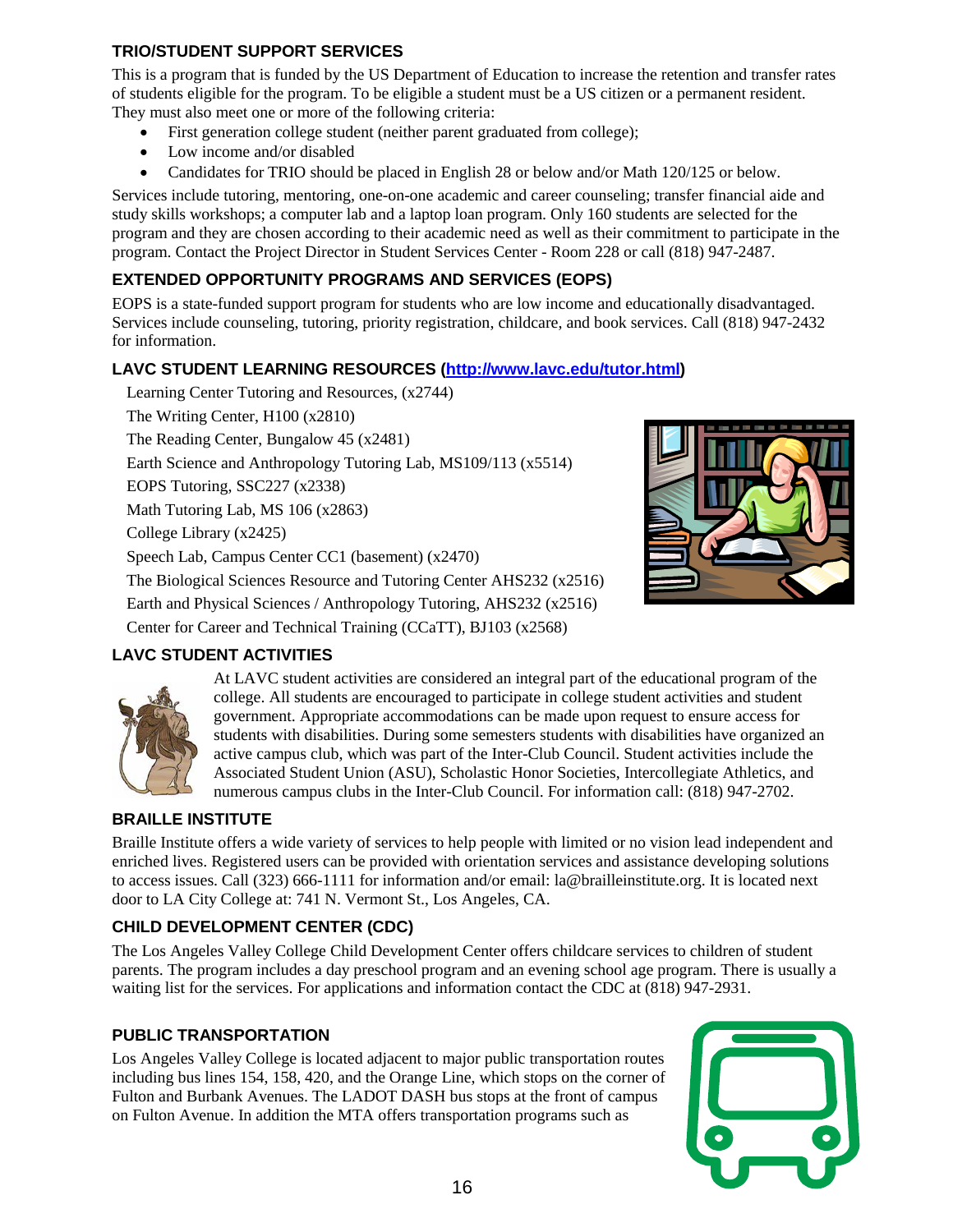### TRIO/STUDENT SUPPORT SERVICES

This is a program that is funded by the US Department of Education to increase the retention and transfer rates of students eligible for the program. To be eligible a student must be a US citizen or a permanent resident. They must also meet one or more of the following criteria:

- First generation college student (neither parent graduated from college);
- Low income and/or disabled
- Candidates for TRIO should be placed in English 28 or below and/or Math 120/125 or below.

Services include tutoring, mentoring, one-on-one academic and career counseling; transfer financial aide and study skills workshops; a computer lab and a laptop loan program. Only 160 students are selected for the program and they are chosen according to their academic need as well as their commitment to participate in the program. Contact the Project Director in Student Services Center - Room 228 or call (818) 947-2487.

### EXTENDED OPPORTUNITY PROGRAMS AND SERVICES (EOPS)

EOPS is a state-funded support program for students who are low income and educationally disadvantaged. Services include counseling, tutoring, priority registration, childcare, and book services. Call (818) 947-2432 for information.

### LAVC STUDENT LEARNING RESOURCES (http://www.lavc.edu/tutor.html)

Learning Center Tutoring and Resources, (x2744)

The Writing Center, H100 (x2810)

The Reading Center, Bungalow 45 (x2481)

Earth Science and Anthropology Tutoring Lab, MS109/113 (x5514)

EOPS Tutoring, SSC227 (x2338)

Math Tutoring Lab, MS 106 (x2863)

College Library (x2425)

Speech Lab, Campus Center CC1 (basement) (x2470)

The Biological Sciences Resource and Tutoring Center AHS232 (x2516)

Earth and Physical Sciences / Anthropology Tutoring, AHS232 (x2516)

Center for Career and Technical Training (CCaTT), BJ103 (x2568)

### LAVC STUDENT ACTIVITIES

At LAVC student activities are considered an integral part of the educational program of the college. All students are encouraged to participate in college student activities and student government. Appropriate accommodations can be made upon request to ensure access for students with disabilities. During some semesters students with disabilities have organized an active campus club, which was part of the Inter-Club Council. Student activities include the Associated Student Union (ASU), Scholastic Honor Societies, Intercollegiate Athletics, and numerous campus clubs in the Inter-Club Council. For information call: (818) 947-2702.

### BRAILLE INSTITUTE

Braille Institute offers a wide variety of services to help people with limited or no vision lead independent and enriched lives. Registered users can be provided with orientation services and assistance developing solutions to access issues. Call (323) 666-1111 for information and/or email: la@brailleinstitute.org. It is located next door to LA City College at: 741 N. Vermont St., Los Angeles, CA.

### CHILD DEVELOPMENT CENTER (CDC)

The Los Angeles Valley College Child Development Center offers childcare services to children of student parents. The program includes a day preschool program and an evening school age program. There is usually a waiting list for the services. For applications and information contact the CDC at (818) 947-2931.

### PUBLIC TRANSPORTATION

Los Angeles Valley College is located adjacent to major public transportation routes including bus lines 154, 158, 420, and the Orange Line, which stops on the corner of Fulton and Burbank Avenues. The LADOT DASH bus stops at the front of campus on Fulton Avenue. In addition the MTA offers transportation programs such as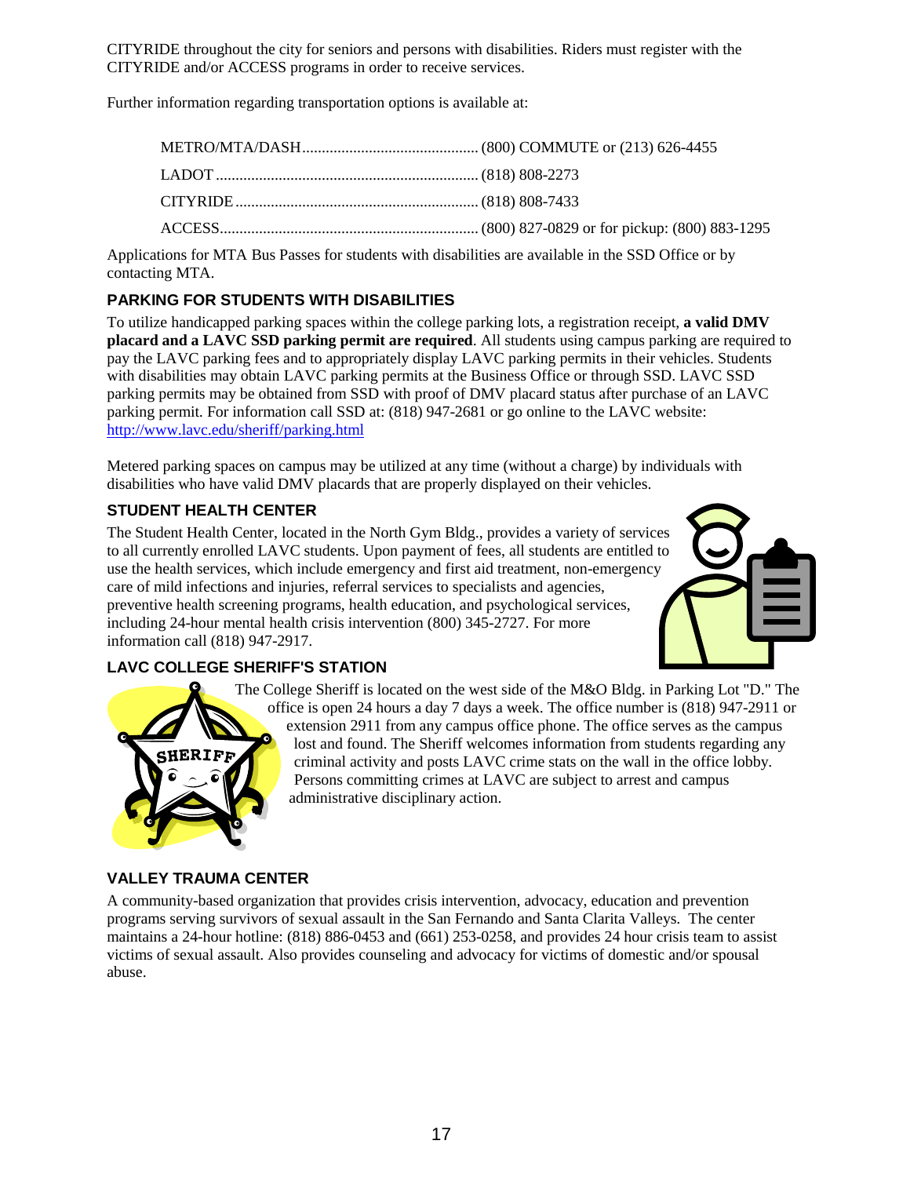CITYRIDE throughout the city for seniors and persons with disabilities. Riders must register with the CITYRIDE and/or ACCESS programs in order to receive services.

Further information regarding transportation options is available at:

METRO/MTA/DASH............................................ (800) COMMUTE or (213) 626-4455

LADOT.................................................................. (818) 808-2273

CITYRIDE............................................................. (818) 808-7433

ACCESS................................................................. (800) 827-0829 or for pickup: (800) 883-1295

Applications for MTA Bus Passes for students with disabilities are available in the SSD Office or by contacting MTA.

### PARKING FOR STUDENTS WITH DISABILITIES

To utilize handicapped parking spaces within the college parking lots, a registration receipt, **a valid DMV placard and a LAVC SSD parking permit are required**. All students using campus parking are required to pay the LAVC parking fees and to appropriately display LAVC parking permits in their vehicles. Students with disabilities may obtain LAVC parking permits at the Business Office or through SSD. LAVC SSD parking permits may be obtained from SSD with proof of DMV placard status after purchase of an LAVC parking permit. For information call SSD at: (818) 947-2681 or go online to the LAVC website: http://www.lavc.edu/sheriff/parking.html

Metered parking spaces on campus may be utilized at any time (without a charge) by individuals with disabilities who have valid DMV placards that are properly displayed on their vehicles.

### STUDENT HEALTH CENTER

The Student Health Center, located in the North Gym Bldg., provides a variety of services to all currently enrolled LAVC students. Upon payment of fees, all students are entitled to use the health services, which include emergency and first aid treatment, non-emergency care of mild infections and injuries, referral services to specialists and agencies, preventive health screening programs, health education, and psychological services, including 24-hour mental health crisis intervention (800) 345-2727. For more information call (818) 947-2917.

### LAVC COLLEGE SHERIFF'S STATION

The College Sheriff is located on the west side of the M&O Bldg. in Parking Lot "D." The office is open 24 hours a day 7 days a week. The office number is (818) 947-2911 or extension 2911 from any campus office phone. The office serves as the campus lost and found. The Sheriff welcomes information from students regarding any criminal activity and posts LAVC crime stats on the wall in the office lobby. Persons committing crimes at LAVC are subject to arrest and campus administrative disciplinary action.

### VALLEY TRAUMA CENTER

A community-based organization that provides crisis intervention, advocacy, education and prevention programs serving survivors of sexual assault in the San Fernando and Santa Clarita Valleys. The center maintains a 24-hour hotline: (818) 886-0453 and (661) 253-0258, and provides 24 hour crisis team to assist victims of sexual assault. Also provides counseling and advocacy for victims of domestic and/or spousal abuse.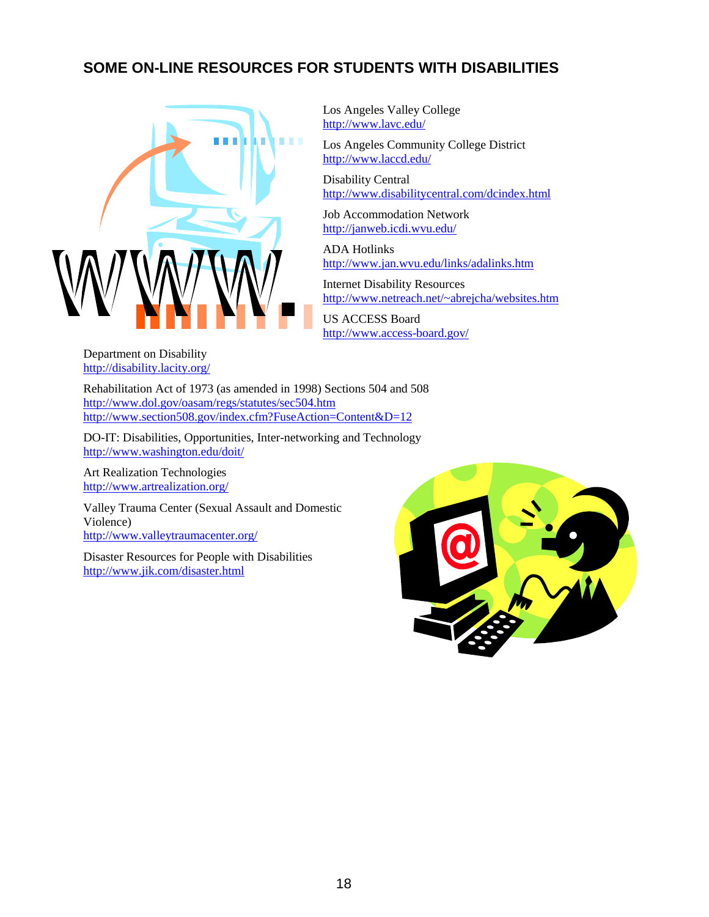## SOME ON-LINE RESOURCES FOR STUDENTS WITH DISABILITIES

Los Angeles Valley College
http://www.lavc.edu/

Los Angeles Community College District
http://www.laccd.edu/

Disability Central
http://www.disabilitycentral.com/dcindex.html

Job Accommodation Network
http://janweb.icdi.wvu.edu/

ADA Hotlinks
http://www.jan.wvu.edu/links/adalinks.htm

Internet Disability Resources
http://www.netreach.net/~abrejcha/websites.htm

US ACCESS Board
http://www.access-board.gov/

Department on Disability
http://disability.lacity.org/

Rehabilitation Act of 1973 (as amended in 1998) Sections 504 and 508
http://www.dol.gov/oasam/regs/statutes/sec504.htm
http://www.section508.gov/index.cfm?FuseAction=Content&D=12

DO-IT: Disabilities, Opportunities, Inter-networking and Technology
http://www.washington.edu/doit/

Art Realization Technologies
http://www.artrealization.org/

Valley Trauma Center (Sexual Assault and Domestic Violence)
http://www.valleytraumacenter.org/

Disaster Resources for People with Disabilities
http://www.jik.com/disaster.html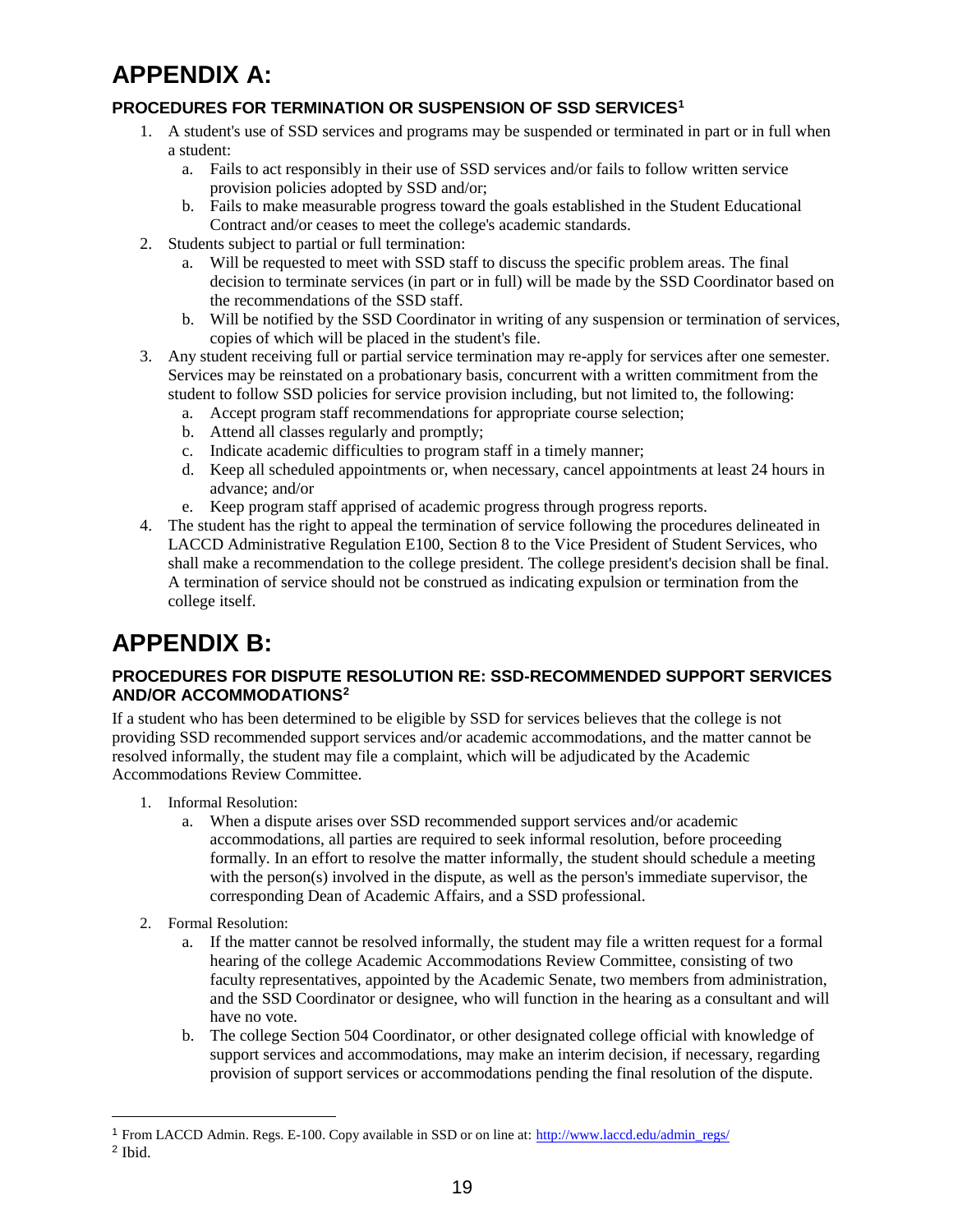# APPENDIX A:

### PROCEDURES FOR TERMINATION OR SUSPENSION OF SSD SERVICES[1]

1. A student's use of SSD services and programs may be suspended or terminated in part or in full when a student:
   a. Fails to act responsibly in their use of SSD services and/or fails to follow written service provision policies adopted by SSD and/or;
   b. Fails to make measurable progress toward the goals established in the Student Educational Contract and/or ceases to meet the college's academic standards.
2. Students subject to partial or full termination:
   a. Will be requested to meet with SSD staff to discuss the specific problem areas. The final decision to terminate services (in part or in full) will be made by the SSD Coordinator based on the recommendations of the SSD staff.
   b. Will be notified by the SSD Coordinator in writing of any suspension or termination of services, copies of which will be placed in the student's file.
3. Any student receiving full or partial service termination may re-apply for services after one semester. Services may be reinstated on a probationary basis, concurrent with a written commitment from the student to follow SSD policies for service provision including, but not limited to, the following:
   a. Accept program staff recommendations for appropriate course selection;
   b. Attend all classes regularly and promptly;
   c. Indicate academic difficulties to program staff in a timely manner;
   d. Keep all scheduled appointments or, when necessary, cancel appointments at least 24 hours in advance; and/or
   e. Keep program staff apprised of academic progress through progress reports.
4. The student has the right to appeal the termination of service following the procedures delineated in LACCD Administrative Regulation E100, Section 8 to the Vice President of Student Services, who shall make a recommendation to the college president. The college president's decision shall be final. A termination of service should not be construed as indicating expulsion or termination from the college itself.

# APPENDIX B:

### PROCEDURES FOR DISPUTE RESOLUTION RE: SSD-RECOMMENDED SUPPORT SERVICES AND/OR ACCOMMODATIONS[2]

If a student who has been determined to be eligible by SSD for services believes that the college is not providing SSD recommended support services and/or academic accommodations, and the matter cannot be resolved informally, the student may file a complaint, which will be adjudicated by the Academic Accommodations Review Committee.

1. Informal Resolution:
   a. When a dispute arises over SSD recommended support services and/or academic accommodations, all parties are required to seek informal resolution, before proceeding formally. In an effort to resolve the matter informally, the student should schedule a meeting with the person(s) involved in the dispute, as well as the person's immediate supervisor, the corresponding Dean of Academic Affairs, and a SSD professional.
2. Formal Resolution:
   a. If the matter cannot be resolved informally, the student may file a written request for a formal hearing of the college Academic Accommodations Review Committee, consisting of two faculty representatives, appointed by the Academic Senate, two members from administration, and the SSD Coordinator or designee, who will function in the hearing as a consultant and will have no vote.
   b. The college Section 504 Coordinator, or other designated college official with knowledge of support services and accommodations, may make an interim decision, if necessary, regarding provision of support services or accommodations pending the final resolution of the dispute.

---

[1] From LACCD Admin. Regs. E-100. Copy available in SSD or on line at: [http://www.laccd.edu/admin_regs/](http://www.laccd.edu/admin_regs/)

[2] Ibid.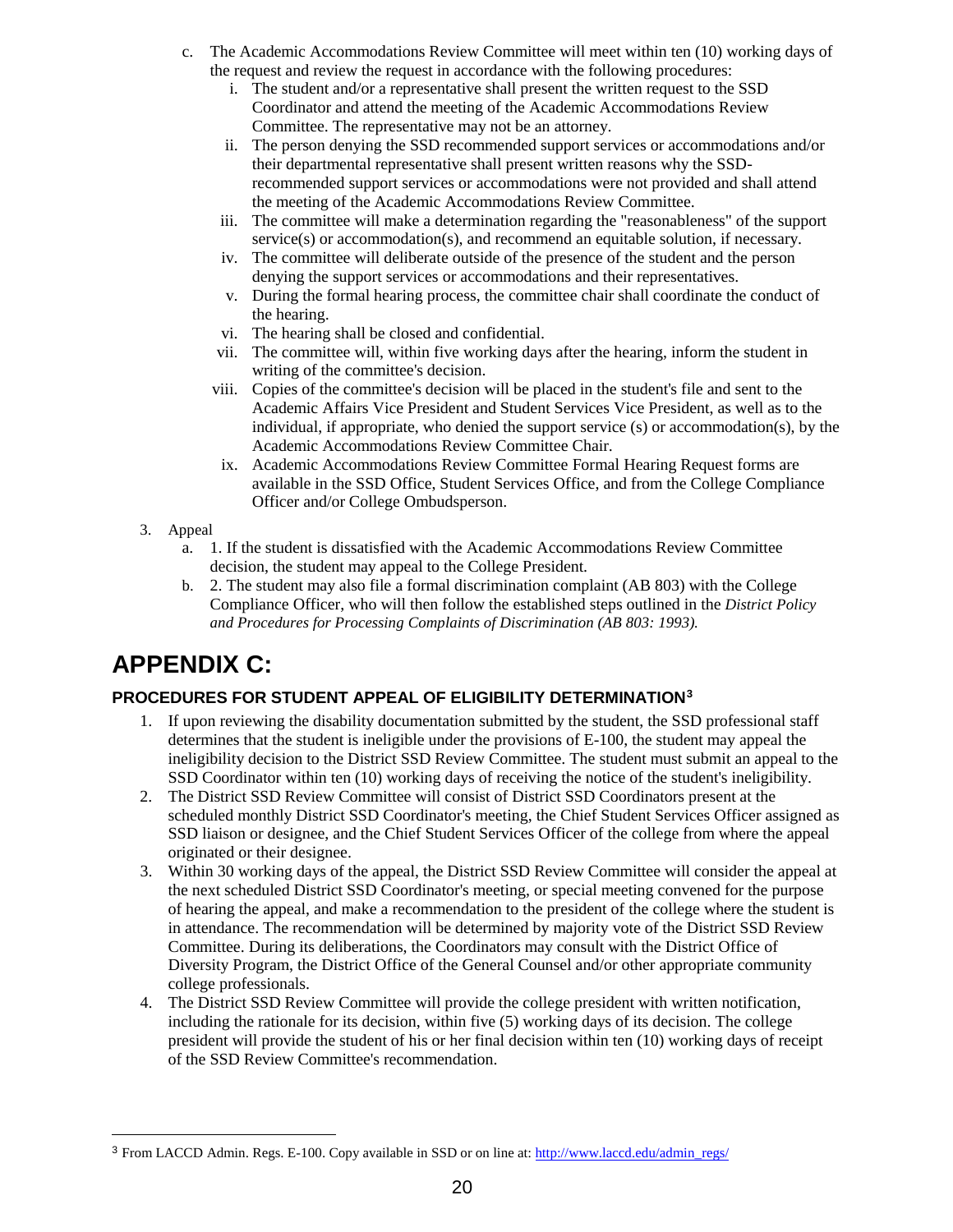c. The Academic Accommodations Review Committee will meet within ten (10) working days of the request and review the request in accordance with the following procedures:
   i. The student and/or a representative shall present the written request to the SSD Coordinator and attend the meeting of the Academic Accommodations Review Committee. The representative may not be an attorney.
   ii. The person denying the SSD recommended support services or accommodations and/or their departmental representative shall present written reasons why the SSD-recommended support services or accommodations were not provided and shall attend the meeting of the Academic Accommodations Review Committee.
   iii. The committee will make a determination regarding the "reasonableness" of the support service(s) or accommodation(s), and recommend an equitable solution, if necessary.
   iv. The committee will deliberate outside of the presence of the student and the person denying the support services or accommodations and their representatives.
   v. During the formal hearing process, the committee chair shall coordinate the conduct of the hearing.
   vi. The hearing shall be closed and confidential.
   vii. The committee will, within five working days after the hearing, inform the student in writing of the committee's decision.
   viii. Copies of the committee's decision will be placed in the student's file and sent to the Academic Affairs Vice President and Student Services Vice President, as well as to the individual, if appropriate, who denied the support service (s) or accommodation(s), by the Academic Accommodations Review Committee Chair.
   ix. Academic Accommodations Review Committee Formal Hearing Request forms are available in the SSD Office, Student Services Office, and from the College Compliance Officer and/or College Ombudsperson.

3. Appeal
   a. 1. If the student is dissatisfied with the Academic Accommodations Review Committee decision, the student may appeal to the College President.
   b. 2. The student may also file a formal discrimination complaint (AB 803) with the College Compliance Officer, who will then follow the established steps outlined in the *District Policy and Procedures for Processing Complaints of Discrimination (AB 803: 1993).*

# APPENDIX C:

### PROCEDURES FOR STUDENT APPEAL OF ELIGIBILITY DETERMINATION[3]

1. If upon reviewing the disability documentation submitted by the student, the SSD professional staff determines that the student is ineligible under the provisions of E-100, the student may appeal the ineligibility decision to the District SSD Review Committee. The student must submit an appeal to the SSD Coordinator within ten (10) working days of receiving the notice of the student's ineligibility.
2. The District SSD Review Committee will consist of District SSD Coordinators present at the scheduled monthly District SSD Coordinator's meeting, the Chief Student Services Officer assigned as SSD liaison or designee, and the Chief Student Services Officer of the college from where the appeal originated or their designee.
3. Within 30 working days of the appeal, the District SSD Review Committee will consider the appeal at the next scheduled District SSD Coordinator's meeting, or special meeting convened for the purpose of hearing the appeal, and make a recommendation to the president of the college where the student is in attendance. The recommendation will be determined by majority vote of the District SSD Review Committee. During its deliberations, the Coordinators may consult with the District Office of Diversity Program, the District Office of the General Counsel and/or other appropriate community college professionals.
4. The District SSD Review Committee will provide the college president with written notification, including the rationale for its decision, within five (5) working days of its decision. The college president will provide the student of his or her final decision within ten (10) working days of receipt of the SSD Review Committee's recommendation.

---

[3] From LACCD Admin. Regs. E-100. Copy available in SSD or on line at: http://www.laccd.edu/admin_regs/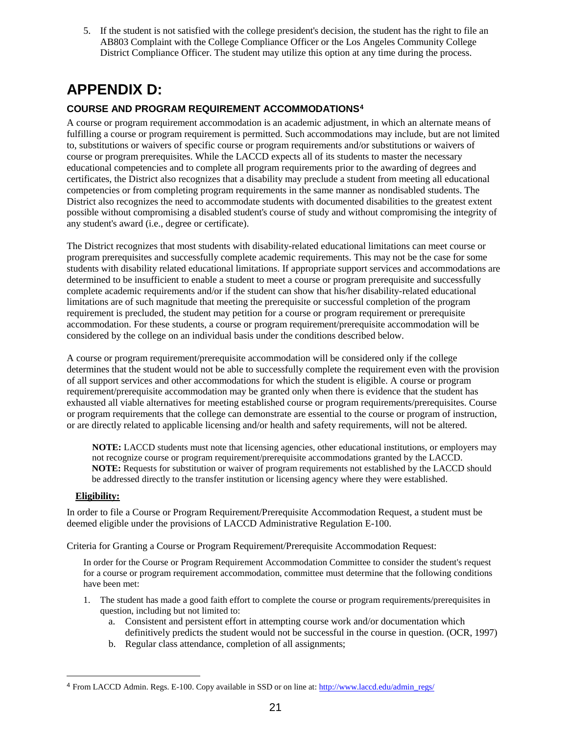5. If the student is not satisfied with the college president's decision, the student has the right to file an AB803 Complaint with the College Compliance Officer or the Los Angeles Community College District Compliance Officer. The student may utilize this option at any time during the process.

# APPENDIX D:

### COURSE AND PROGRAM REQUIREMENT ACCOMMODATIONS[4]

A course or program requirement accommodation is an academic adjustment, in which an alternate means of fulfilling a course or program requirement is permitted. Such accommodations may include, but are not limited to, substitutions or waivers of specific course or program requirements and/or substitutions or waivers of course or program prerequisites. While the LACCD expects all of its students to master the necessary educational competencies and to complete all program requirements prior to the awarding of degrees and certificates, the District also recognizes that a disability may preclude a student from meeting all educational competencies or from completing program requirements in the same manner as nondisabled students. The District also recognizes the need to accommodate students with documented disabilities to the greatest extent possible without compromising a disabled student's course of study and without compromising the integrity of any student's award (i.e., degree or certificate).

The District recognizes that most students with disability-related educational limitations can meet course or program prerequisites and successfully complete academic requirements. This may not be the case for some students with disability related educational limitations. If appropriate support services and accommodations are determined to be insufficient to enable a student to meet a course or program prerequisite and successfully complete academic requirements and/or if the student can show that his/her disability-related educational limitations are of such magnitude that meeting the prerequisite or successful completion of the program requirement is precluded, the student may petition for a course or program requirement or prerequisite accommodation. For these students, a course or program requirement/prerequisite accommodation will be considered by the college on an individual basis under the conditions described below.

A course or program requirement/prerequisite accommodation will be considered only if the college determines that the student would not be able to successfully complete the requirement even with the provision of all support services and other accommodations for which the student is eligible. A course or program requirement/prerequisite accommodation may be granted only when there is evidence that the student has exhausted all viable alternatives for meeting established course or program requirements/prerequisites. Course or program requirements that the college can demonstrate are essential to the course or program of instruction, or are directly related to applicable licensing and/or health and safety requirements, will not be altered.

> **NOTE:** LACCD students must note that licensing agencies, other educational institutions, or employers may not recognize course or program requirement/prerequisite accommodations granted by the LACCD.
> **NOTE:** Requests for substitution or waiver of program requirements not established by the LACCD should be addressed directly to the transfer institution or licensing agency where they were established.

**Eligibility:**

In order to file a Course or Program Requirement/Prerequisite Accommodation Request, a student must be deemed eligible under the provisions of LACCD Administrative Regulation E-100.

Criteria for Granting a Course or Program Requirement/Prerequisite Accommodation Request:

In order for the Course or Program Requirement Accommodation Committee to consider the student's request for a course or program requirement accommodation, committee must determine that the following conditions have been met:

1. The student has made a good faith effort to complete the course or program requirements/prerequisites in question, including but not limited to:
   a. Consistent and persistent effort in attempting course work and/or documentation which definitively predicts the student would not be successful in the course in question. (OCR, 1997)
   b. Regular class attendance, completion of all assignments;

---

[4] From LACCD Admin. Regs. E-100. Copy available in SSD or on line at: http://www.laccd.edu/admin_regs/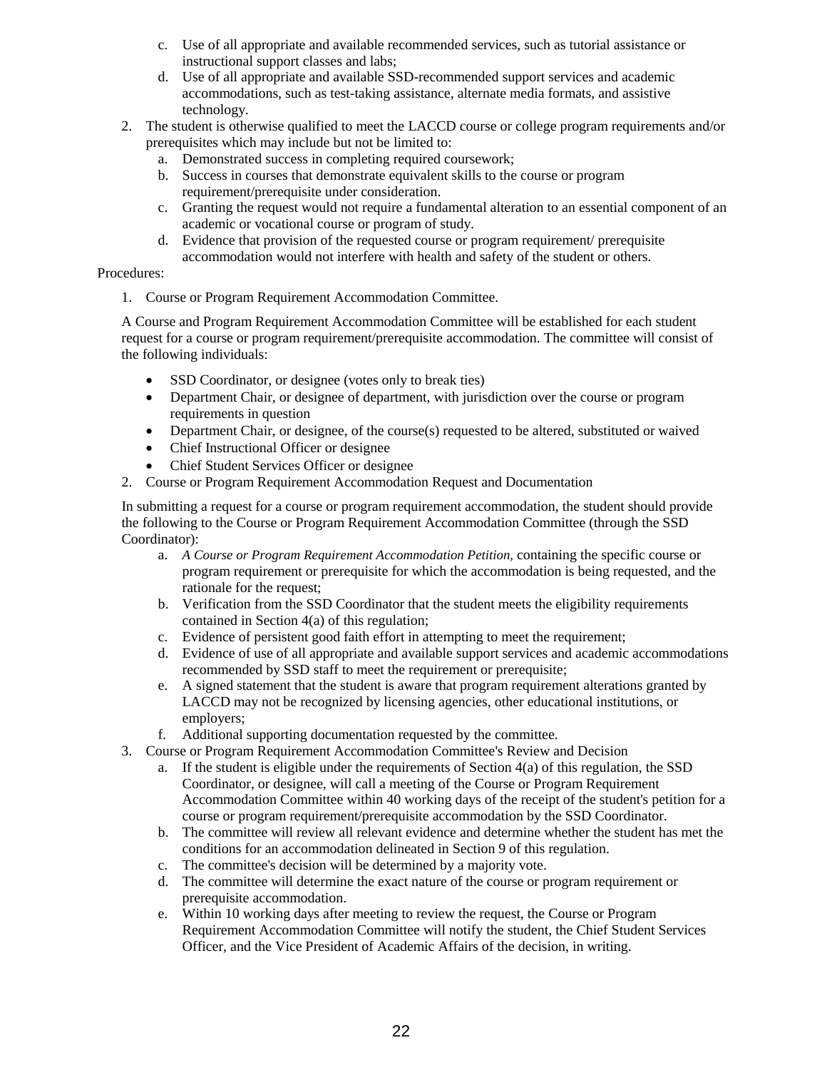c. Use of all appropriate and available recommended services, such as tutorial assistance or instructional support classes and labs;
   d. Use of all appropriate and available SSD-recommended support services and academic accommodations, such as test-taking assistance, alternate media formats, and assistive technology.
2. The student is otherwise qualified to meet the LACCD course or college program requirements and/or prerequisites which may include but not be limited to:
   a. Demonstrated success in completing required coursework;
   b. Success in courses that demonstrate equivalent skills to the course or program requirement/prerequisite under consideration.
   c. Granting the request would not require a fundamental alteration to an essential component of an academic or vocational course or program of study.
   d. Evidence that provision of the requested course or program requirement/ prerequisite accommodation would not interfere with health and safety of the student or others.

Procedures:

1. Course or Program Requirement Accommodation Committee.

   A Course and Program Requirement Accommodation Committee will be established for each student request for a course or program requirement/prerequisite accommodation. The committee will consist of the following individuals:

   - SSD Coordinator, or designee (votes only to break ties)
   - Department Chair, or designee of department, with jurisdiction over the course or program requirements in question
   - Department Chair, or designee, of the course(s) requested to be altered, substituted or waived
   - Chief Instructional Officer or designee
   - Chief Student Services Officer or designee

2. Course or Program Requirement Accommodation Request and Documentation

   In submitting a request for a course or program requirement accommodation, the student should provide the following to the Course or Program Requirement Accommodation Committee (through the SSD Coordinator):

   a. *A Course or Program Requirement Accommodation Petition,* containing the specific course or program requirement or prerequisite for which the accommodation is being requested, and the rationale for the request;
   b. Verification from the SSD Coordinator that the student meets the eligibility requirements contained in Section 4(a) of this regulation;
   c. Evidence of persistent good faith effort in attempting to meet the requirement;
   d. Evidence of use of all appropriate and available support services and academic accommodations recommended by SSD staff to meet the requirement or prerequisite;
   e. A signed statement that the student is aware that program requirement alterations granted by LACCD may not be recognized by licensing agencies, other educational institutions, or employers;
   f. Additional supporting documentation requested by the committee.

3. Course or Program Requirement Accommodation Committee's Review and Decision
   a. If the student is eligible under the requirements of Section 4(a) of this regulation, the SSD Coordinator, or designee, will call a meeting of the Course or Program Requirement Accommodation Committee within 40 working days of the receipt of the student's petition for a course or program requirement/prerequisite accommodation by the SSD Coordinator.
   b. The committee will review all relevant evidence and determine whether the student has met the conditions for an accommodation delineated in Section 9 of this regulation.
   c. The committee's decision will be determined by a majority vote.
   d. The committee will determine the exact nature of the course or program requirement or prerequisite accommodation.
   e. Within 10 working days after meeting to review the request, the Course or Program Requirement Accommodation Committee will notify the student, the Chief Student Services Officer, and the Vice President of Academic Affairs of the decision, in writing.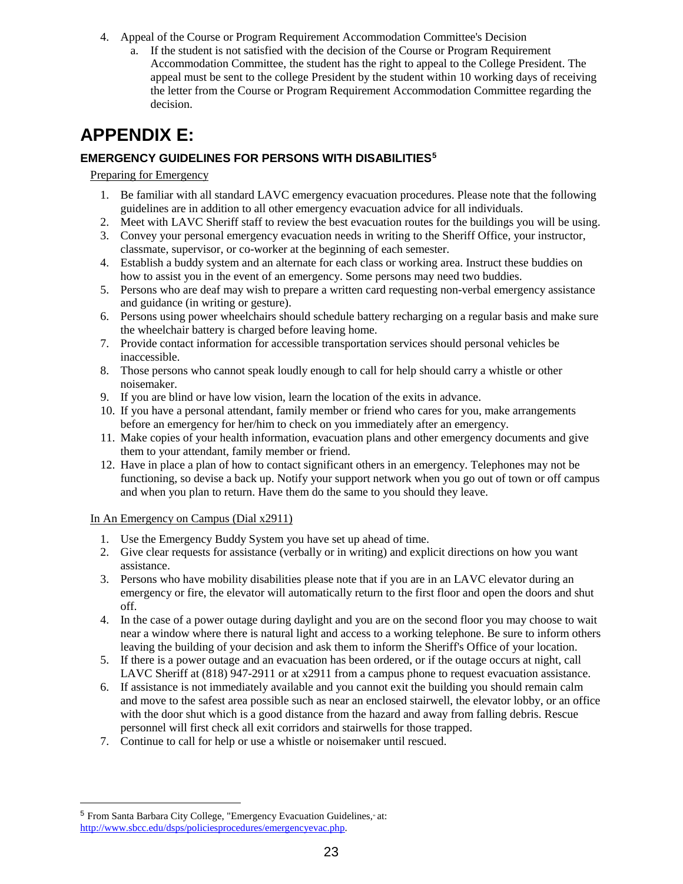4. Appeal of the Course or Program Requirement Accommodation Committee's Decision
    a. If the student is not satisfied with the decision of the Course or Program Requirement Accommodation Committee, the student has the right to appeal to the College President. The appeal must be sent to the college President by the student within 10 working days of receiving the letter from the Course or Program Requirement Accommodation Committee regarding the decision.

# APPENDIX E:

### EMERGENCY GUIDELINES FOR PERSONS WITH DISABILITIES[5]

Preparing for Emergency

1. Be familiar with all standard LAVC emergency evacuation procedures. Please note that the following guidelines are in addition to all other emergency evacuation advice for all individuals.
2. Meet with LAVC Sheriff staff to review the best evacuation routes for the buildings you will be using.
3. Convey your personal emergency evacuation needs in writing to the Sheriff Office, your instructor, classmate, supervisor, or co-worker at the beginning of each semester.
4. Establish a buddy system and an alternate for each class or working area. Instruct these buddies on how to assist you in the event of an emergency. Some persons may need two buddies.
5. Persons who are deaf may wish to prepare a written card requesting non-verbal emergency assistance and guidance (in writing or gesture).
6. Persons using power wheelchairs should schedule battery recharging on a regular basis and make sure the wheelchair battery is charged before leaving home.
7. Provide contact information for accessible transportation services should personal vehicles be inaccessible.
8. Those persons who cannot speak loudly enough to call for help should carry a whistle or other noisemaker.
9. If you are blind or have low vision, learn the location of the exits in advance.
10. If you have a personal attendant, family member or friend who cares for you, make arrangements before an emergency for her/him to check on you immediately after an emergency.
11. Make copies of your health information, evacuation plans and other emergency documents and give them to your attendant, family member or friend.
12. Have in place a plan of how to contact significant others in an emergency. Telephones may not be functioning, so devise a back up. Notify your support network when you go out of town or off campus and when you plan to return. Have them do the same to you should they leave.

In An Emergency on Campus (Dial x2911)

1. Use the Emergency Buddy System you have set up ahead of time.
2. Give clear requests for assistance (verbally or in writing) and explicit directions on how you want assistance.
3. Persons who have mobility disabilities please note that if you are in an LAVC elevator during an emergency or fire, the elevator will automatically return to the first floor and open the doors and shut off.
4. In the case of a power outage during daylight and you are on the second floor you may choose to wait near a window where there is natural light and access to a working telephone. Be sure to inform others leaving the building of your decision and ask them to inform the Sheriff's Office of your location.
5. If there is a power outage and an evacuation has been ordered, or if the outage occurs at night, call LAVC Sheriff at (818) 947-2911 or at x2911 from a campus phone to request evacuation assistance.
6. If assistance is not immediately available and you cannot exit the building you should remain calm and move to the safest area possible such as near an enclosed stairwell, the elevator lobby, or an office with the door shut which is a good distance from the hazard and away from falling debris. Rescue personnel will first check all exit corridors and stairwells for those trapped.
7. Continue to call for help or use a whistle or noisemaker until rescued.

---

[5] From Santa Barbara City College, "Emergency Evacuation Guidelines," at: http://www.sbcc.edu/dsps/policiesprocedures/emergencyevac.php.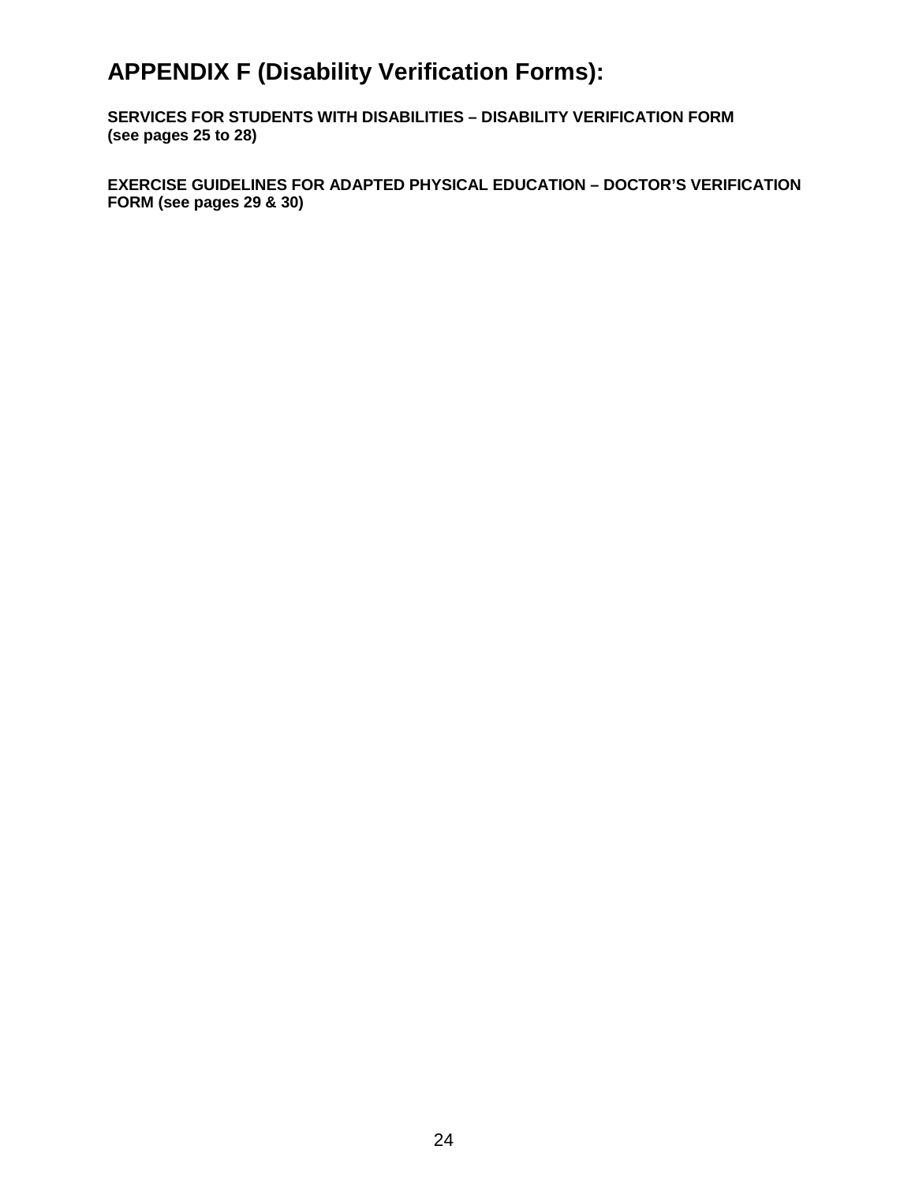# APPENDIX F (Disability Verification Forms):

**SERVICES FOR STUDENTS WITH DISABILITIES – DISABILITY VERIFICATION FORM (see pages 25 to 28)**

**EXERCISE GUIDELINES FOR ADAPTED PHYSICAL EDUCATION – DOCTOR'S VERIFICATION FORM (see pages 29 & 30)**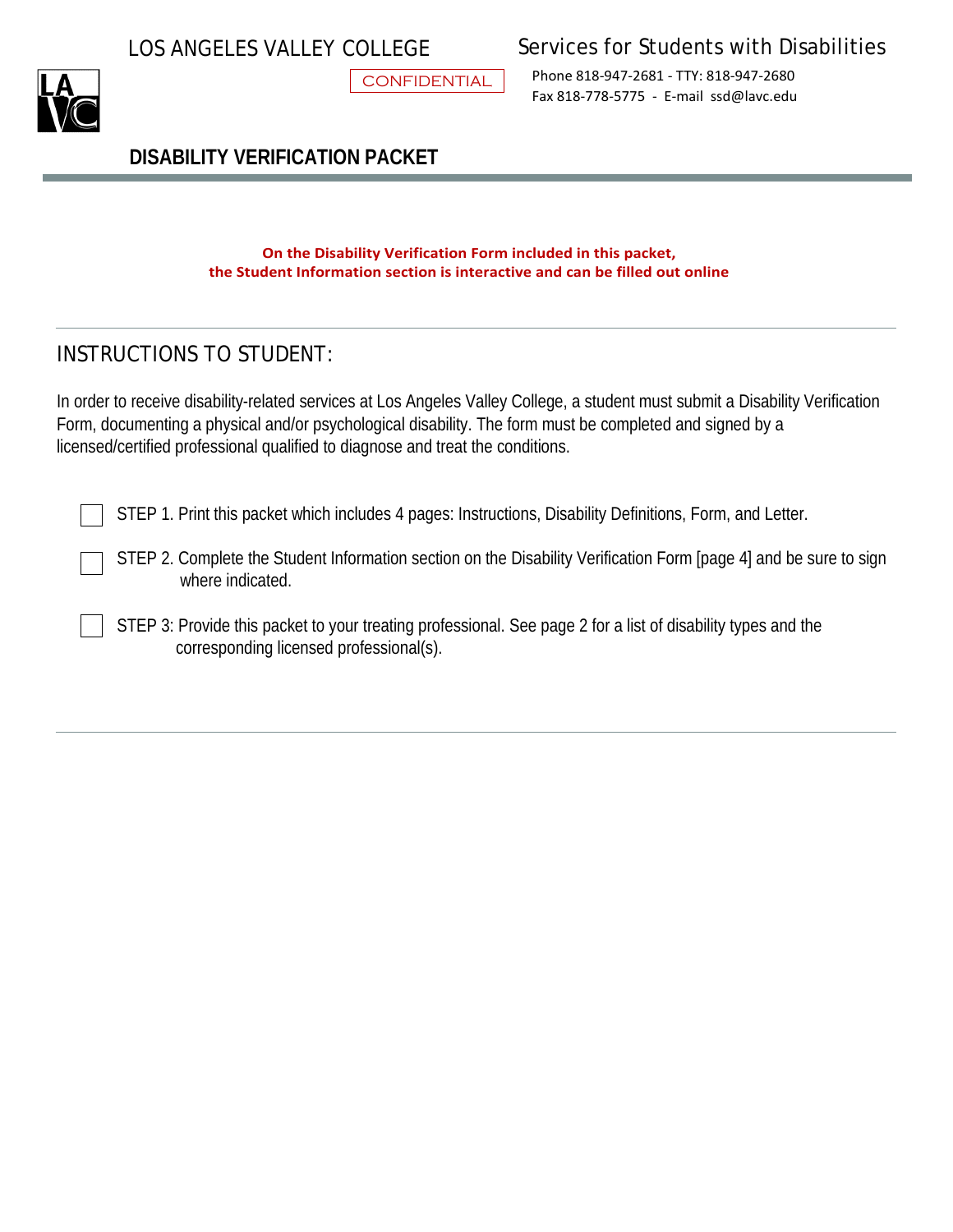LOS ANGELES VALLEY COLLEGE

CONFIDENTIAL

Services for Students with Disabilities

Phone 818-947-2681 - TTY: 818-947-2680
Fax 818-778-5775 - E-mail ssd@lavc.edu

# DISABILITY VERIFICATION PACKET

**On the Disability Verification Form included in this packet,
the Student Information section is interactive and can be filled out online**

## INSTRUCTIONS TO STUDENT:

In order to receive disability-related services at Los Angeles Valley College, a student must submit a Disability Verification Form, documenting a physical and/or psychological disability. The form must be completed and signed by a licensed/certified professional qualified to diagnose and treat the conditions.

- [ ] STEP 1. Print this packet which includes 4 pages: Instructions, Disability Definitions, Form, and Letter.
- [ ] STEP 2. Complete the Student Information section on the Disability Verification Form [page 4] and be sure to sign where indicated.
- [ ] STEP 3: Provide this packet to your treating professional. See page 2 for a list of disability types and the corresponding licensed professional(s).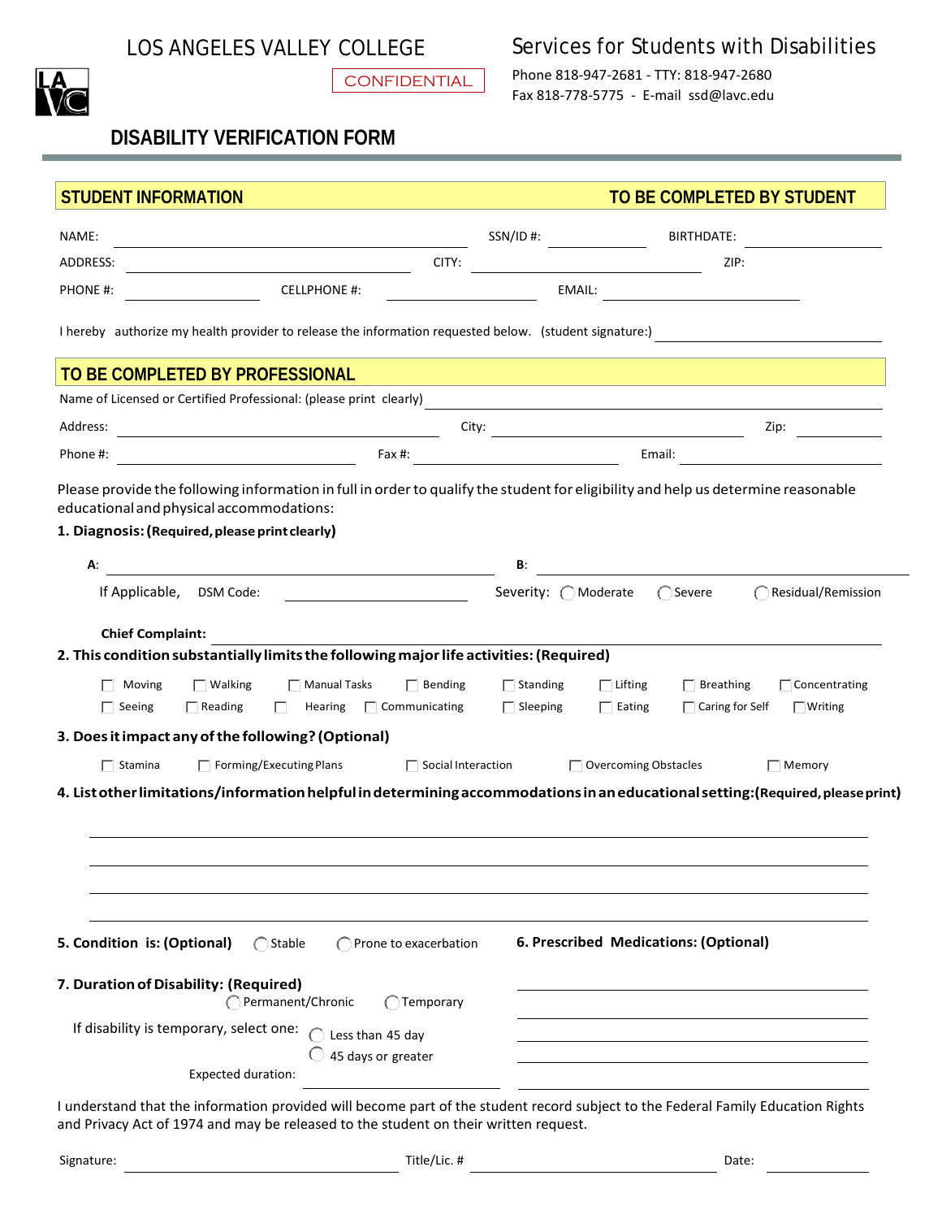LOS ANGELES VALLEY COLLEGE

CONFIDENTIAL

Services for Students with Disabilities

Phone 818-947-2681 - TTY: 818-947-2680

Fax 818-778-5775 - E-mail ssd@lavc.edu

# DISABILITY VERIFICATION FORM

## STUDENT INFORMATION — TO BE COMPLETED BY STUDENT

NAME: ____________ SSN/ID #: ____________ BIRTHDATE: ____________

ADDRESS: ____________ CITY: ____________ ZIP:

PHONE #: ____________ CELLPHONE #: ____________ EMAIL: ____________

I hereby authorize my health provider to release the information requested below. (student signature:) ____________

## TO BE COMPLETED BY PROFESSIONAL

Name of Licensed or Certified Professional: (please print clearly) ____________

Address: ____________ City: ____________ Zip: ____________

Phone #: ____________ Fax #: ____________ Email: ____________

Please provide the following information in full in order to qualify the student for eligibility and help us determine reasonable educational and physical accommodations:

**1. Diagnosis: (Required, please print clearly)**

A: ____________ B: ____________

If Applicable, DSM Code: ____________ Severity: ◯ Moderate ◯ Severe ◯ Residual/Remission

**Chief Complaint:** ____________

**2. This condition substantially limits the following major life activities: (Required)**

☐ Moving ☐ Walking ☐ Manual Tasks ☐ Bending ☐ Standing ☐ Lifting ☐ Breathing ☐ Concentrating
☐ Seeing ☐ Reading ☐ Hearing ☐ Communicating ☐ Sleeping ☐ Eating ☐ Caring for Self ☐ Writing

**3. Does it impact any of the following? (Optional)**

☐ Stamina ☐ Forming/Executing Plans ☐ Social Interaction ☐ Overcoming Obstacles ☐ Memory

**4. List other limitations/information helpful in determining accommodations in an educational setting: (Required, please print)**

____________

____________

____________

____________

**5. Condition is: (Optional)** ◯ Stable ◯ Prone to exacerbation

**6. Prescribed Medications: (Optional)**

____________

____________

____________

____________

____________

**7. Duration of Disability: (Required)**

◯ Permanent/Chronic ◯ Temporary

If disability is temporary, select one: ◯ Less than 45 day ◯ 45 days or greater

Expected duration: ____________

I understand that the information provided will become part of the student record subject to the Federal Family Education Rights and Privacy Act of 1974 and may be released to the student on their written request.

Signature: ____________ Title/Lic. # ____________ Date: ____________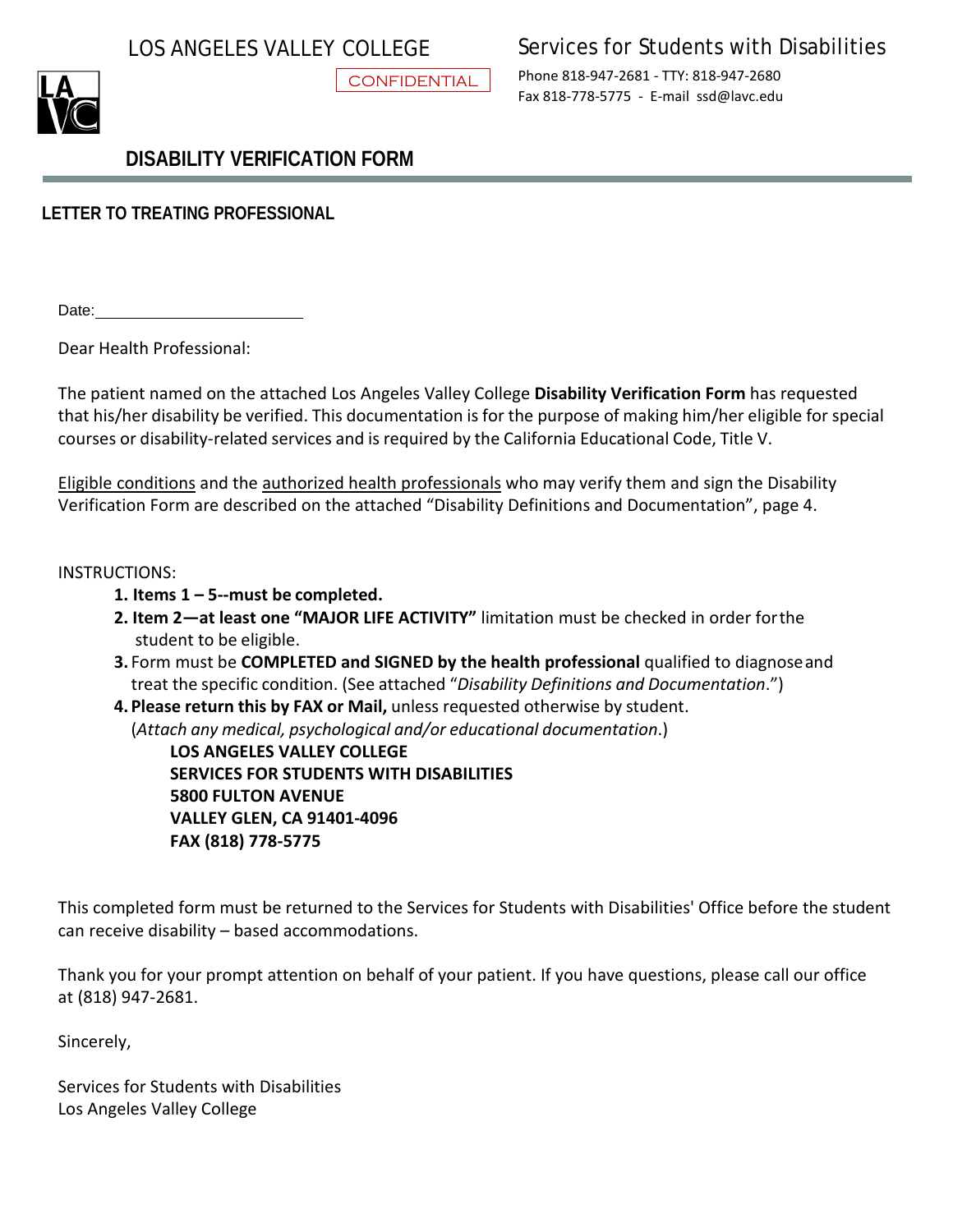LOS ANGELES VALLEY COLLEGE

CONFIDENTIAL

Services for Students with Disabilities

Phone 818-947-2681 - TTY: 818-947-2680
Fax 818-778-5775 - E-mail ssd@lavc.edu

# DISABILITY VERIFICATION FORM

## LETTER TO TREATING PROFESSIONAL

Date:\_\_\_\_\_\_\_\_\_\_\_\_\_\_\_\_\_\_\_\_\_\_\_\_

Dear Health Professional:

The patient named on the attached Los Angeles Valley College **Disability Verification Form** has requested that his/her disability be verified. This documentation is for the purpose of making him/her eligible for special courses or disability-related services and is required by the California Educational Code, Title V.

Eligible conditions and the authorized health professionals who may verify them and sign the Disability Verification Form are described on the attached "Disability Definitions and Documentation", page 4.

INSTRUCTIONS:

1. **Items 1 – 5--must be completed.**
2. **Item 2—at least one "MAJOR LIFE ACTIVITY"** limitation must be checked in order for the student to be eligible.
3. Form must be **COMPLETED and SIGNED by the health professional** qualified to diagnose and treat the specific condition. (See attached "*Disability Definitions and Documentation*.")
4. **Please return this by FAX or Mail,** unless requested otherwise by student.
   (*Attach any medical, psychological and/or educational documentation*.)

   **LOS ANGELES VALLEY COLLEGE**
   **SERVICES FOR STUDENTS WITH DISABILITIES**
   **5800 FULTON AVENUE**
   **VALLEY GLEN, CA 91401-4096**
   **FAX (818) 778-5775**

This completed form must be returned to the Services for Students with Disabilities' Office before the student can receive disability – based accommodations.

Thank you for your prompt attention on behalf of your patient. If you have questions, please call our office at (818) 947-2681.

Sincerely,

Services for Students with Disabilities
Los Angeles Valley College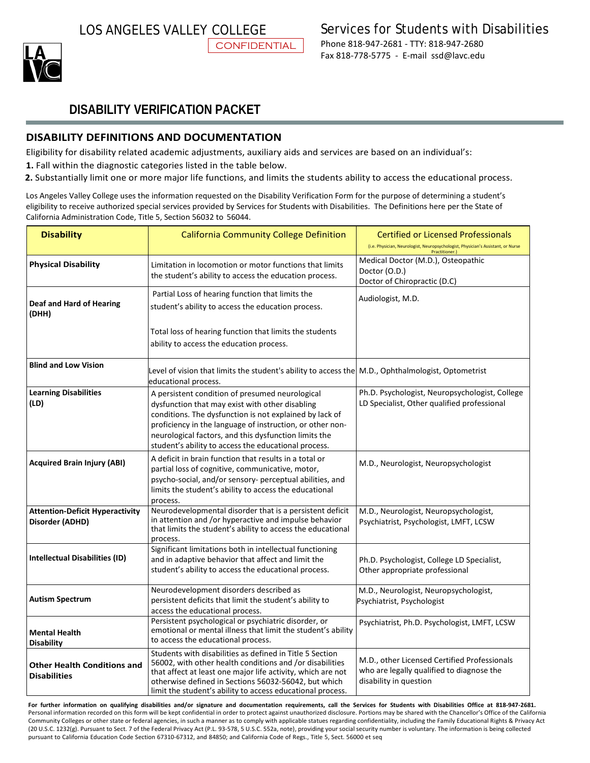LOS ANGELES VALLEY COLLEGE

CONFIDENTIAL

Services for Students with Disabilities

Phone 818-947-2681 - TTY: 818-947-2680
Fax 818-778-5775 - E-mail ssd@lavc.edu

# DISABILITY VERIFICATION PACKET

## DISABILITY DEFINITIONS AND DOCUMENTATION

Eligibility for disability related academic adjustments, auxiliary aids and services are based on an individual's:

**1.** Fall within the diagnostic categories listed in the table below.

**2.** Substantially limit one or more major life functions, and limits the students ability to access the educational process.

Los Angeles Valley College uses the information requested on the Disability Verification Form for the purpose of determining a student's eligibility to receive authorized special services provided by Services for Students with Disabilities. The Definitions here per the State of California Administration Code, Title 5, Section 56032 to 56044.

| Disability | California Community College Definition | Certified or Licensed Professionals (i.e. Physician, Neurologist, Neuropsychologist, Physician's Assistant, or Nurse Practitioner.) |
|---|---|---|
| **Physical Disability** | Limitation in locomotion or motor functions that limits the student's ability to access the education process. | Medical Doctor (M.D.), Osteopathic Doctor (O.D.) Doctor of Chiropractic (D.C) |
| **Deaf and Hard of Hearing (DHH)** | Partial Loss of hearing function that limits the student's ability to access the education process. Total loss of hearing function that limits the students ability to access the education process. | Audiologist, M.D. |
| **Blind and Low Vision** | Level of vision that limits the student's ability to access the educational process. | M.D., Ophthalmologist, Optometrist |
| **Learning Disabilities (LD)** | A persistent condition of presumed neurological dysfunction that may exist with other disabling conditions. The dysfunction is not explained by lack of proficiency in the language of instruction, or other non-neurological factors, and this dysfunction limits the student's ability to access the educational process. | Ph.D. Psychologist, Neuropsychologist, College LD Specialist, Other qualified professional |
| **Acquired Brain Injury (ABI)** | A deficit in brain function that results in a total or partial loss of cognitive, communicative, motor, psycho-social, and/or sensory- perceptual abilities, and limits the student's ability to access the educational process. | M.D., Neurologist, Neuropsychologist |
| **Attention-Deficit Hyperactivity Disorder (ADHD)** | Neurodevelopmental disorder that is a persistent deficit in attention and /or hyperactive and impulse behavior that limits the student's ability to access the educational process. | M.D., Neurologist, Neuropsychologist, Psychiatrist, Psychologist, LMFT, LCSW |
| **Intellectual Disabilities (ID)** | Significant limitations both in intellectual functioning and in adaptive behavior that affect and limit the student's ability to access the educational process. | Ph.D. Psychologist, College LD Specialist, Other appropriate professional |
| **Autism Spectrum** | Neurodevelopment disorders described as persistent deficits that limit the student's ability to access the educational process. | M.D., Neurologist, Neuropsychologist, Psychiatrist, Psychologist |
| **Mental Health Disability** | Persistent psychological or psychiatric disorder, or emotional or mental illness that limit the student's ability to access the educational process. | Psychiatrist, Ph.D. Psychologist, LMFT, LCSW |
| **Other Health Conditions and Disabilities** | Students with disabilities as defined in Title 5 Section 56002, with other health conditions and /or disabilities that affect at least one major life activity, which are not otherwise defined in Sections 56032-56042, but which limit the student's ability to access educational process. | M.D., other Licensed Certified Professionals who are legally qualified to diagnose the disability in question |

**For further information on qualifying disabilities and/or signature and documentation requirements, call the Services for Students with Disabilities Office at 818-947-2681.** Personal information recorded on this form will be kept confidential in order to protect against unauthorized disclosure. Portions may be shared with the Chancellor's Office of the California Community Colleges or other state or federal agencies, in such a manner as to comply with applicable statues regarding confidentiality, including the Family Educational Rights & Privacy Act (20 U.S.C. 1232(g). Pursuant to Sect. 7 of the Federal Privacy Act (P.L. 93-578, 5 U.S.C. 552a, note), providing your social security number is voluntary. The information is being collected pursuant to California Education Code Section 67310-67312, and 84850; and California Code of Regs., Title 5, Sect. 56000 et seq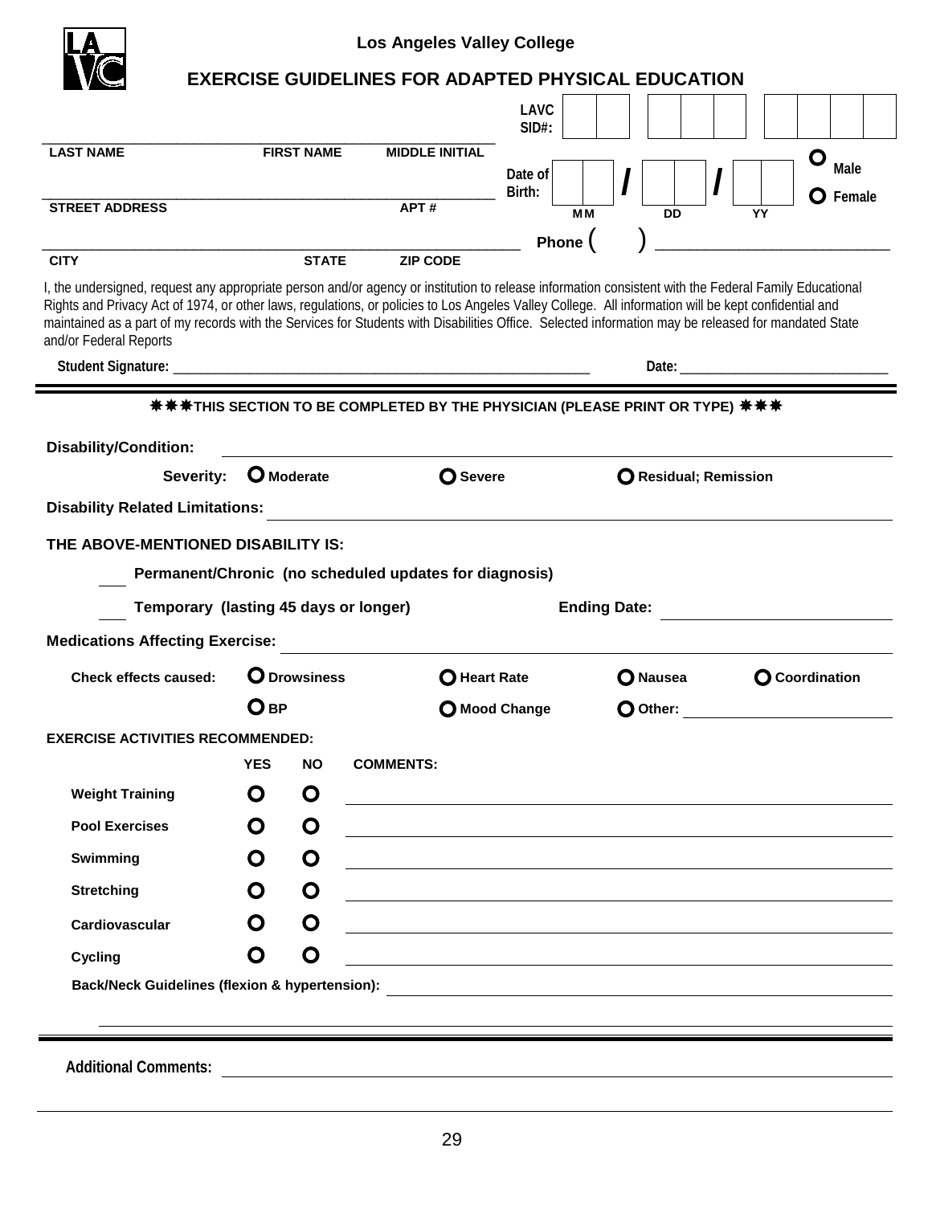**Los Angeles Valley College**

# EXERCISE GUIDELINES FOR ADAPTED PHYSICAL EDUCATION

LAVC SID#: __ __ __ __ __ __ __ __ __

| LAST NAME | FIRST NAME | MIDDLE INITIAL |
|---|---|---|
| | | |

Date of Birth: __ __ / __ __ / __ __ (MM / DD / YY)

O Male
O Female

| STREET ADDRESS | | APT # |
|---|---|---|
| | | |

| CITY | STATE | ZIP CODE |
|---|---|---|
| | | |

Phone ( ) ____________________

I, the undersigned, request any appropriate person and/or agency or institution to release information consistent with the Federal Family Educational Rights and Privacy Act of 1974, or other laws, regulations, or policies to Los Angeles Valley College. All information will be kept confidential and maintained as a part of my records with the Services for Students with Disabilities Office. Selected information may be released for mandated State and/or Federal Reports

Student Signature: ____________________ Date: ____________________

---

**✵✵✵THIS SECTION TO BE COMPLETED BY THE PHYSICIAN (PLEASE PRINT OR TYPE) ✵✵✵**

**Disability/Condition:** ____________________

**Severity:** O Moderate O Severe O Residual; Remission

**Disability Related Limitations:** ____________________

**THE ABOVE-MENTIONED DISABILITY IS:**

___ **Permanent/Chronic (no scheduled updates for diagnosis)**

___ **Temporary (lasting 45 days or longer)** **Ending Date:** ____________________

**Medications Affecting Exercise:** ____________________

**Check effects caused:** O Drowsiness O Heart Rate O Nausea O Coordination
O BP O Mood Change O Other: ____________________

**EXERCISE ACTIVITIES RECOMMENDED:**

| | YES | NO | COMMENTS: |
|---|---|---|---|
| **Weight Training** | O | O | |
| **Pool Exercises** | O | O | |
| **Swimming** | O | O | |
| **Stretching** | O | O | |
| **Cardiovascular** | O | O | |
| **Cycling** | O | O | |

**Back/Neck Guidelines (flexion & hypertension):** ____________________

---

**Additional Comments:** ____________________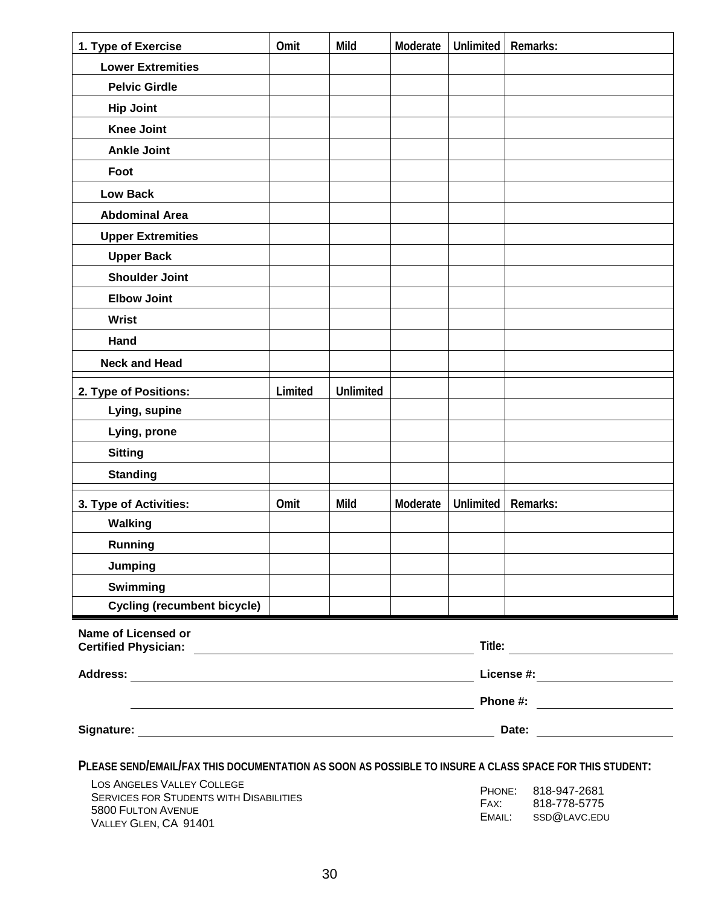| 1. Type of Exercise | Omit | Mild | Moderate | Unlimited | Remarks: |
|---|---|---|---|---|---|
| **Lower Extremities** | | | | | |
| **Pelvic Girdle** | | | | | |
| **Hip Joint** | | | | | |
| **Knee Joint** | | | | | |
| **Ankle Joint** | | | | | |
| **Foot** | | | | | |
| **Low Back** | | | | | |
| **Abdominal Area** | | | | | |
| **Upper Extremities** | | | | | |
| **Upper Back** | | | | | |
| **Shoulder Joint** | | | | | |
| **Elbow Joint** | | | | | |
| **Wrist** | | | | | |
| **Hand** | | | | | |
| **Neck and Head** | | | | | |

| 2. Type of Positions: | Limited | Unlimited | | | |
|---|---|---|---|---|---|
| **Lying, supine** | | | | | |
| **Lying, prone** | | | | | |
| **Sitting** | | | | | |
| **Standing** | | | | | |

| 3. Type of Activities: | Omit | Mild | Moderate | Unlimited | Remarks: |
|---|---|---|---|---|---|
| **Walking** | | | | | |
| **Running** | | | | | |
| **Jumping** | | | | | |
| **Swimming** | | | | | |
| **Cycling (recumbent bicycle)** | | | | | |

**Name of Licensed or Certified Physician:** ______________________________ **Title:** ____________________

**Address:** ______________________________ **License #:** ____________________

______________________________ **Phone #:** ____________________

**Signature:** ______________________________ **Date:** ____________________

**PLEASE SEND/EMAIL/FAX THIS DOCUMENTATION AS SOON AS POSSIBLE TO INSURE A CLASS SPACE FOR THIS STUDENT:**

LOS ANGELES VALLEY COLLEGE
SERVICES FOR STUDENTS WITH DISABILITIES
5800 FULTON AVENUE
VALLEY GLEN, CA 91401

PHONE: 818-947-2681
FAX: 818-778-5775
EMAIL: SSD@LAVC.EDU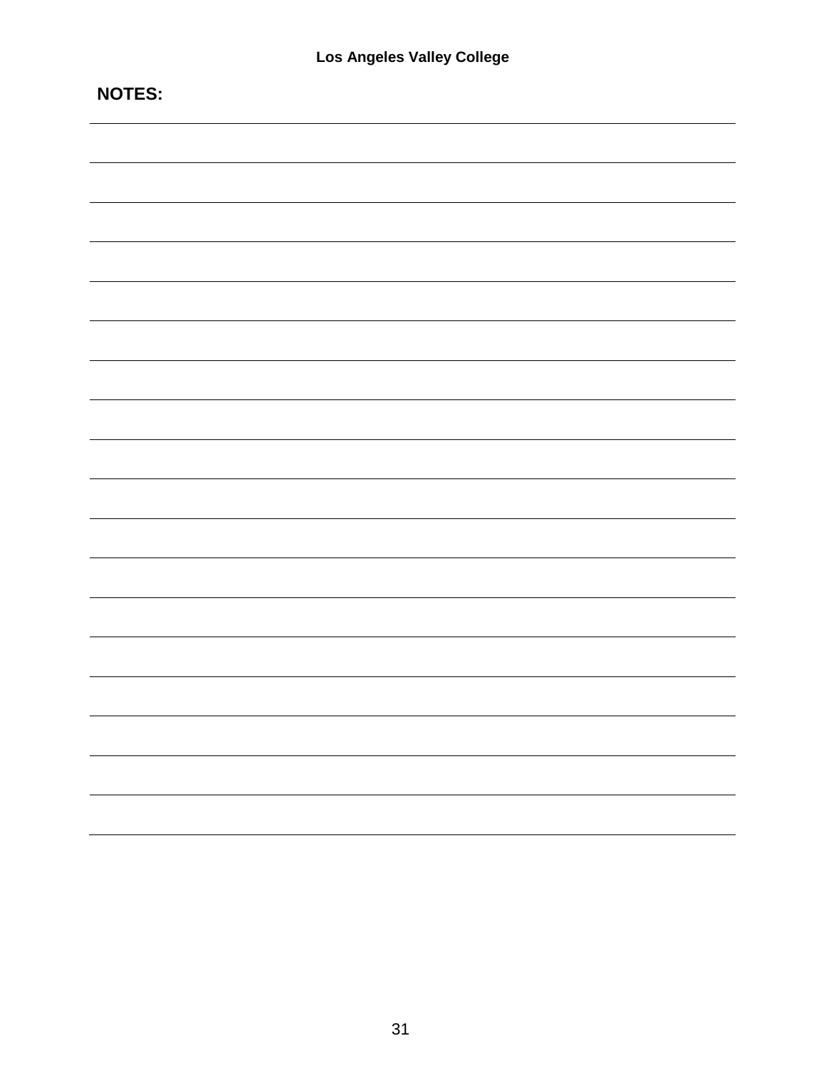**NOTES:**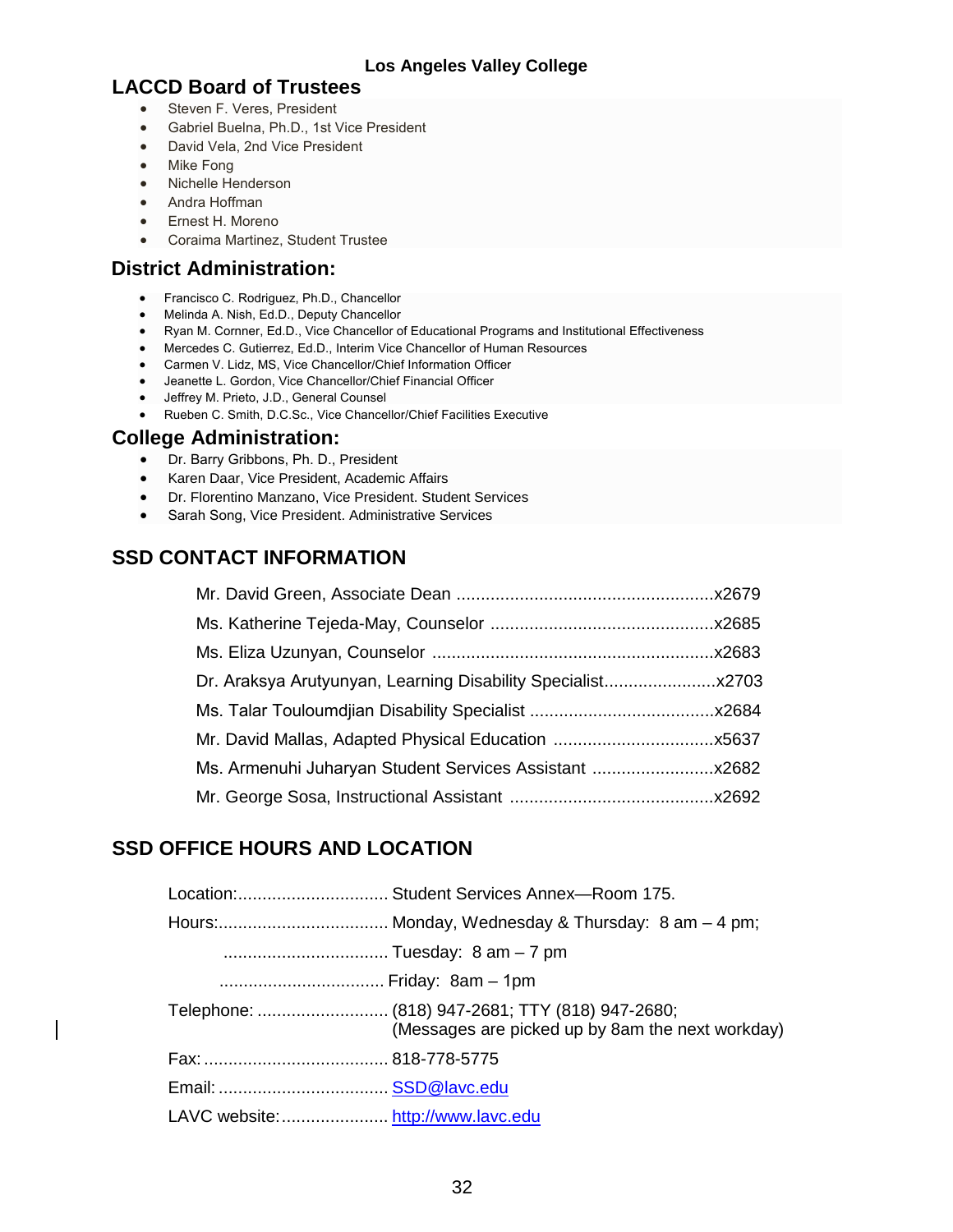**Los Angeles Valley College**

## LACCD Board of Trustees

- Steven F. Veres, President
- Gabriel Buelna, Ph.D., 1st Vice President
- David Vela, 2nd Vice President
- Mike Fong
- Nichelle Henderson
- Andra Hoffman
- Ernest H. Moreno
- Coraima Martinez, Student Trustee

## District Administration:

- Francisco C. Rodriguez, Ph.D., Chancellor
- Melinda A. Nish, Ed.D., Deputy Chancellor
- Ryan M. Cornner, Ed.D., Vice Chancellor of Educational Programs and Institutional Effectiveness
- Mercedes C. Gutierrez, Ed.D., Interim Vice Chancellor of Human Resources
- Carmen V. Lidz, MS, Vice Chancellor/Chief Information Officer
- Jeanette L. Gordon, Vice Chancellor/Chief Financial Officer
- Jeffrey M. Prieto, J.D., General Counsel
- Rueben C. Smith, D.C.Sc., Vice Chancellor/Chief Facilities Executive

## College Administration:

- Dr. Barry Gribbons, Ph. D., President
- Karen Daar, Vice President, Academic Affairs
- Dr. Florentino Manzano, Vice President. Student Services
- Sarah Song, Vice President. Administrative Services

## SSD CONTACT INFORMATION

Mr. David Green, Associate Dean ....................................................x2679

Ms. Katherine Tejeda-May, Counselor ..............................................x2685

Ms. Eliza Uzunyan, Counselor .........................................................x2683

Dr. Araksya Arutyunyan, Learning Disability Specialist.......................x2703

Ms. Talar Touloumdjian Disability Specialist .....................................x2684

Mr. David Mallas, Adapted Physical Education .................................x5637

Ms. Armenuhi Juharyan Student Services Assistant .........................x2682

Mr. George Sosa, Instructional Assistant ..........................................x2692

## SSD OFFICE HOURS AND LOCATION

Location:.............................. Student Services Annex—Room 175.

Hours:.................................. Monday, Wednesday & Thursday: 8 am – 4 pm;

.................................. Tuesday: 8 am – 7 pm

.................................. Friday: 8am – 1pm

Telephone: .......................... (818) 947-2681; TTY (818) 947-2680;
(Messages are picked up by 8am the next workday)

Fax: ..................................... 818-778-5775

Email: .................................. SSD@lavc.edu

LAVC website:...................... http://www.lavc.edu